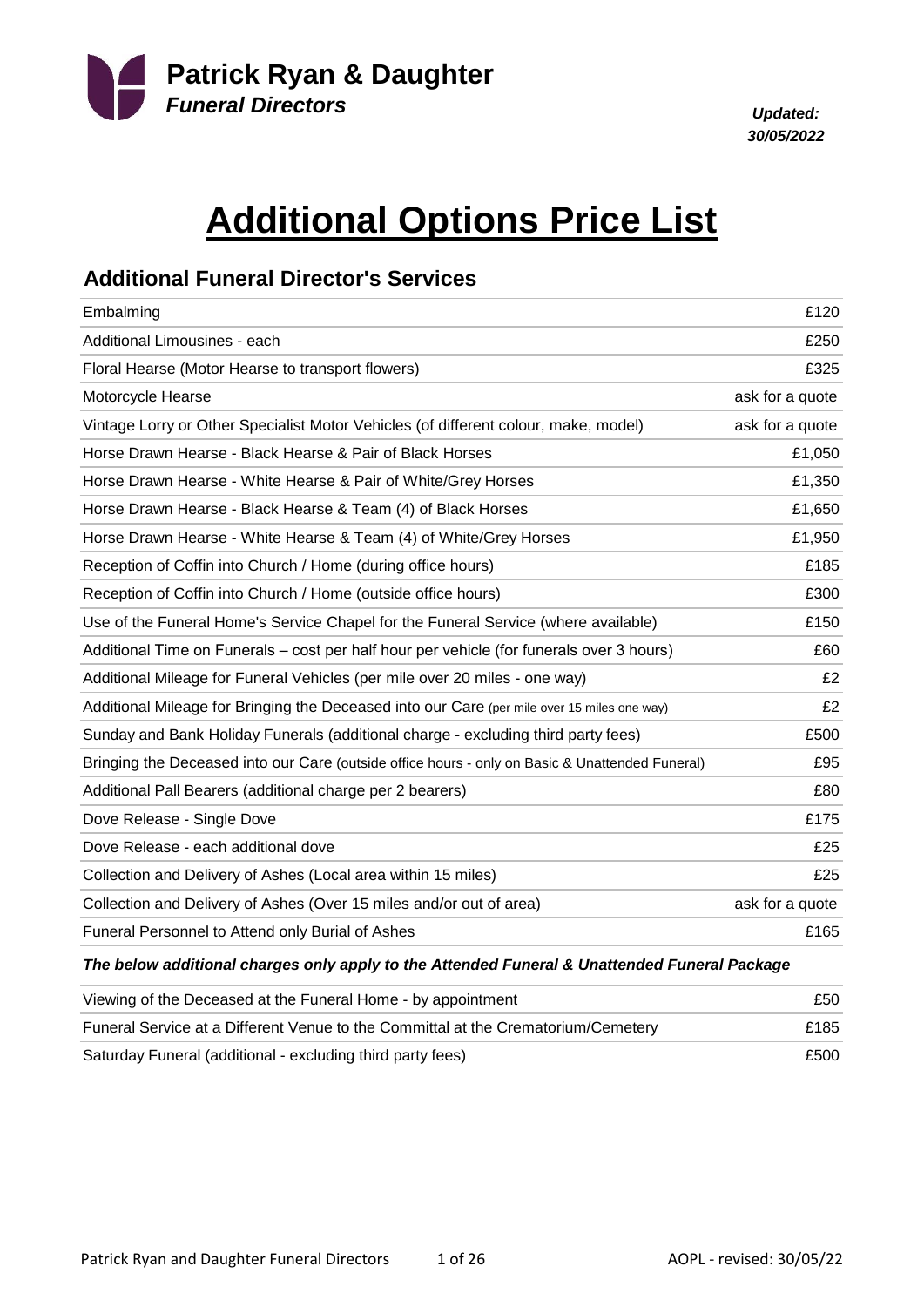**Patrick Ryan & Daughter**
***Funeral Directors***

***Updated: 30/05/2022***

# Additional Options Price List

## Additional Funeral Director's Services

| Service | Price |
|---|---|
| Embalming | £120 |
| Additional Limousines - each | £250 |
| Floral Hearse (Motor Hearse to transport flowers) | £325 |
| Motorcycle Hearse | ask for a quote |
| Vintage Lorry or Other Specialist Motor Vehicles (of different colour, make, model) | ask for a quote |
| Horse Drawn Hearse - Black Hearse & Pair of Black Horses | £1,050 |
| Horse Drawn Hearse - White Hearse & Pair of White/Grey Horses | £1,350 |
| Horse Drawn Hearse - Black Hearse & Team (4) of Black Horses | £1,650 |
| Horse Drawn Hearse - White Hearse & Team (4) of White/Grey Horses | £1,950 |
| Reception of Coffin into Church / Home (during office hours) | £185 |
| Reception of Coffin into Church / Home (outside office hours) | £300 |
| Use of the Funeral Home's Service Chapel for the Funeral Service (where available) | £150 |
| Additional Time on Funerals – cost per half hour per vehicle (for funerals over 3 hours) | £60 |
| Additional Mileage for Funeral Vehicles (per mile over 20 miles - one way) | £2 |
| Additional Mileage for Bringing the Deceased into our Care (per mile over 15 miles one way) | £2 |
| Sunday and Bank Holiday Funerals (additional charge - excluding third party fees) | £500 |
| Bringing the Deceased into our Care (outside office hours - only on Basic & Unattended Funeral) | £95 |
| Additional Pall Bearers (additional charge per 2 bearers) | £80 |
| Dove Release - Single Dove | £175 |
| Dove Release - each additional dove | £25 |
| Collection and Delivery of Ashes (Local area within 15 miles) | £25 |
| Collection and Delivery of Ashes (Over 15 miles and/or out of area) | ask for a quote |
| Funeral Personnel to Attend only Burial of Ashes | £165 |

***The below additional charges only apply to the Attended Funeral & Unattended Funeral Package***

| Service | Price |
|---|---|
| Viewing of the Deceased at the Funeral Home - by appointment | £50 |
| Funeral Service at a Different Venue to the Committal at the Crematorium/Cemetery | £185 |
| Saturday Funeral (additional - excluding third party fees) | £500 |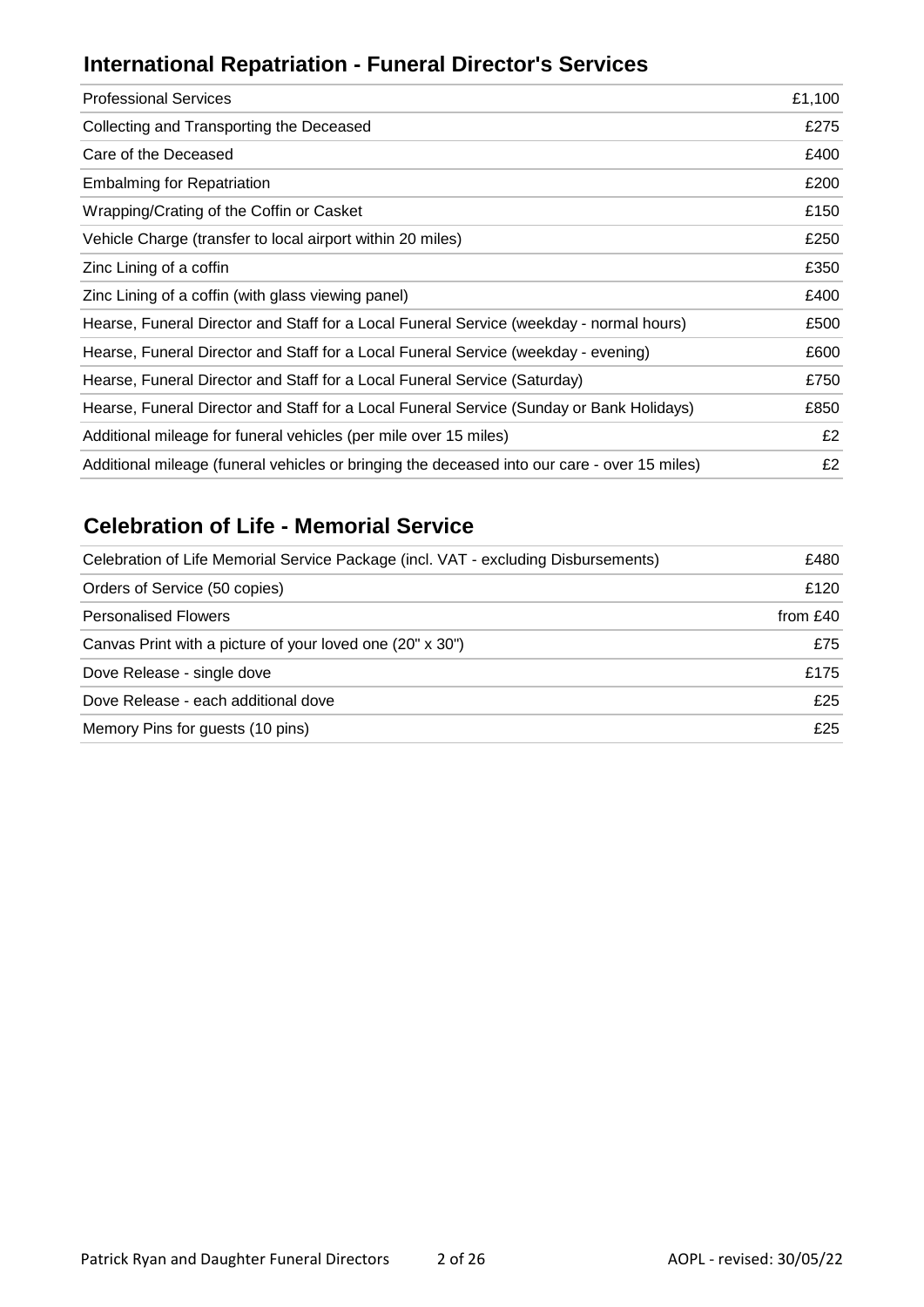## International Repatriation - Funeral Director's Services

| | |
|---|---|
| Professional Services | £1,100 |
| Collecting and Transporting the Deceased | £275 |
| Care of the Deceased | £400 |
| Embalming for Repatriation | £200 |
| Wrapping/Crating of the Coffin or Casket | £150 |
| Vehicle Charge (transfer to local airport within 20 miles) | £250 |
| Zinc Lining of a coffin | £350 |
| Zinc Lining of a coffin (with glass viewing panel) | £400 |
| Hearse, Funeral Director and Staff for a Local Funeral Service (weekday - normal hours) | £500 |
| Hearse, Funeral Director and Staff for a Local Funeral Service (weekday - evening) | £600 |
| Hearse, Funeral Director and Staff for a Local Funeral Service (Saturday) | £750 |
| Hearse, Funeral Director and Staff for a Local Funeral Service (Sunday or Bank Holidays) | £850 |
| Additional mileage for funeral vehicles (per mile over 15 miles) | £2 |
| Additional mileage (funeral vehicles or bringing the deceased into our care - over 15 miles) | £2 |

## Celebration of Life - Memorial Service

| | |
|---|---|
| Celebration of Life Memorial Service Package (incl. VAT - excluding Disbursements) | £480 |
| Orders of Service (50 copies) | £120 |
| Personalised Flowers | from £40 |
| Canvas Print with a picture of your loved one (20" x 30") | £75 |
| Dove Release - single dove | £175 |
| Dove Release - each additional dove | £25 |
| Memory Pins for guests (10 pins) | £25 |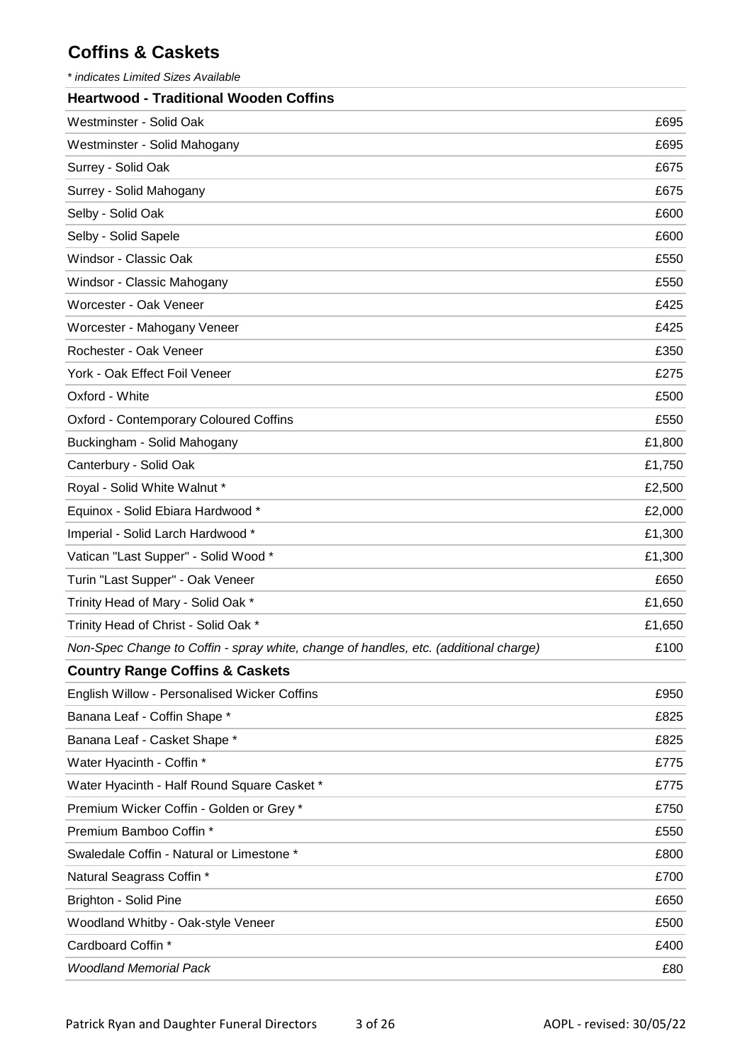## Coffins & Caskets

*\* indicates Limited Sizes Available*

| **Heartwood - Traditional Wooden Coffins** | |
|---|---|
| Westminster - Solid Oak | £695 |
| Westminster - Solid Mahogany | £695 |
| Surrey - Solid Oak | £675 |
| Surrey - Solid Mahogany | £675 |
| Selby - Solid Oak | £600 |
| Selby - Solid Sapele | £600 |
| Windsor - Classic Oak | £550 |
| Windsor - Classic Mahogany | £550 |
| Worcester - Oak Veneer | £425 |
| Worcester - Mahogany Veneer | £425 |
| Rochester - Oak Veneer | £350 |
| York - Oak Effect Foil Veneer | £275 |
| Oxford - White | £500 |
| Oxford - Contemporary Coloured Coffins | £550 |
| Buckingham - Solid Mahogany | £1,800 |
| Canterbury - Solid Oak | £1,750 |
| Royal - Solid White Walnut * | £2,500 |
| Equinox - Solid Ebiara Hardwood * | £2,000 |
| Imperial - Solid Larch Hardwood * | £1,300 |
| Vatican "Last Supper" - Solid Wood * | £1,300 |
| Turin "Last Supper" - Oak Veneer | £650 |
| Trinity Head of Mary - Solid Oak * | £1,650 |
| Trinity Head of Christ - Solid Oak * | £1,650 |
| *Non-Spec Change to Coffin - spray white, change of handles, etc. (additional charge)* | £100 |
| **Country Range Coffins & Caskets** | |
| English Willow - Personalised Wicker Coffins | £950 |
| Banana Leaf - Coffin Shape * | £825 |
| Banana Leaf - Casket Shape * | £825 |
| Water Hyacinth - Coffin * | £775 |
| Water Hyacinth - Half Round Square Casket * | £775 |
| Premium Wicker Coffin - Golden or Grey * | £750 |
| Premium Bamboo Coffin * | £550 |
| Swaledale Coffin - Natural or Limestone * | £800 |
| Natural Seagrass Coffin * | £700 |
| Brighton - Solid Pine | £650 |
| Woodland Whitby - Oak-style Veneer | £500 |
| Cardboard Coffin * | £400 |
| *Woodland Memorial Pack* | £80 |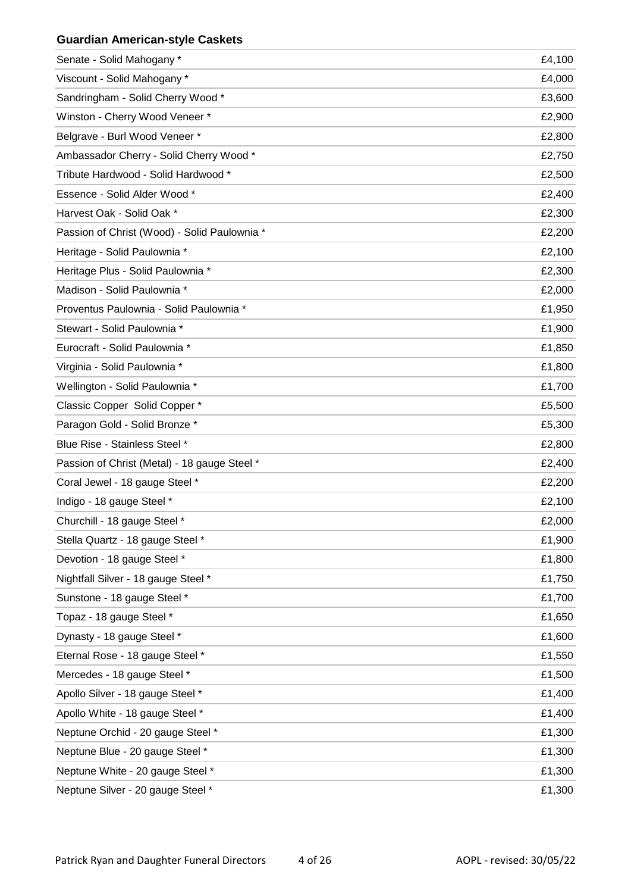### Guardian American-style Caskets

| | |
|---|---|
| Senate - Solid Mahogany * | £4,100 |
| Viscount - Solid Mahogany * | £4,000 |
| Sandringham - Solid Cherry Wood * | £3,600 |
| Winston - Cherry Wood Veneer * | £2,900 |
| Belgrave - Burl Wood Veneer * | £2,800 |
| Ambassador Cherry - Solid Cherry Wood * | £2,750 |
| Tribute Hardwood - Solid Hardwood * | £2,500 |
| Essence - Solid Alder Wood * | £2,400 |
| Harvest Oak - Solid Oak * | £2,300 |
| Passion of Christ (Wood) - Solid Paulownia * | £2,200 |
| Heritage - Solid Paulownia * | £2,100 |
| Heritage Plus - Solid Paulownia * | £2,300 |
| Madison - Solid Paulownia * | £2,000 |
| Proventus Paulownia - Solid Paulownia * | £1,950 |
| Stewart - Solid Paulownia * | £1,900 |
| Eurocraft - Solid Paulownia * | £1,850 |
| Virginia - Solid Paulownia * | £1,800 |
| Wellington - Solid Paulownia * | £1,700 |
| Classic Copper Solid Copper * | £5,500 |
| Paragon Gold - Solid Bronze * | £5,300 |
| Blue Rise - Stainless Steel * | £2,800 |
| Passion of Christ (Metal) - 18 gauge Steel * | £2,400 |
| Coral Jewel - 18 gauge Steel * | £2,200 |
| Indigo - 18 gauge Steel * | £2,100 |
| Churchill - 18 gauge Steel * | £2,000 |
| Stella Quartz - 18 gauge Steel * | £1,900 |
| Devotion - 18 gauge Steel * | £1,800 |
| Nightfall Silver - 18 gauge Steel * | £1,750 |
| Sunstone - 18 gauge Steel * | £1,700 |
| Topaz - 18 gauge Steel * | £1,650 |
| Dynasty - 18 gauge Steel * | £1,600 |
| Eternal Rose - 18 gauge Steel * | £1,550 |
| Mercedes - 18 gauge Steel * | £1,500 |
| Apollo Silver - 18 gauge Steel * | £1,400 |
| Apollo White - 18 gauge Steel * | £1,400 |
| Neptune Orchid - 20 gauge Steel * | £1,300 |
| Neptune Blue - 20 gauge Steel * | £1,300 |
| Neptune White - 20 gauge Steel * | £1,300 |
| Neptune Silver - 20 gauge Steel * | £1,300 |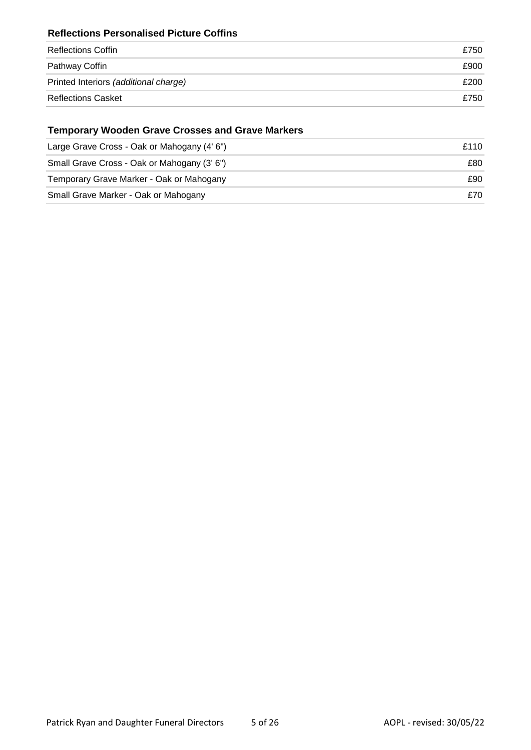### Reflections Personalised Picture Coffins

| | |
|---|---|
| Reflections Coffin | £750 |
| Pathway Coffin | £900 |
| Printed Interiors *(additional charge)* | £200 |
| Reflections Casket | £750 |

### Temporary Wooden Grave Crosses and Grave Markers

| | |
|---|---|
| Large Grave Cross - Oak or Mahogany (4' 6") | £110 |
| Small Grave Cross - Oak or Mahogany (3' 6") | £80 |
| Temporary Grave Marker - Oak or Mahogany | £90 |
| Small Grave Marker - Oak or Mahogany | £70 |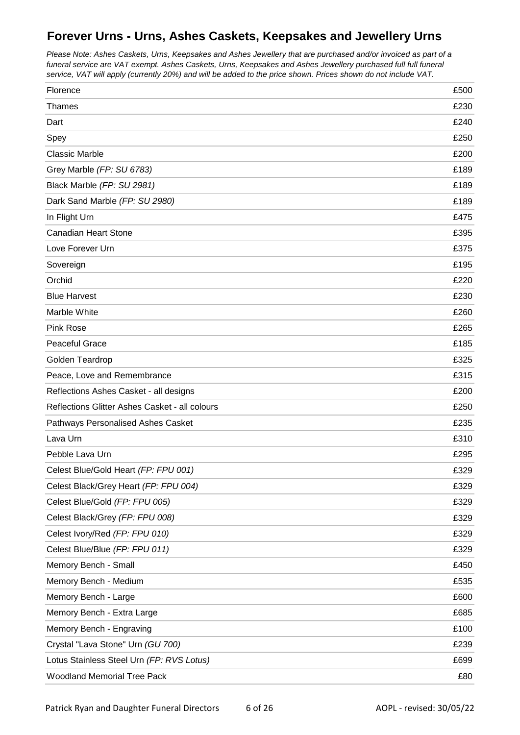## Forever Urns - Urns, Ashes Caskets, Keepsakes and Jewellery Urns

*Please Note: Ashes Caskets, Urns, Keepsakes and Ashes Jewellery that are purchased and/or invoiced as part of a funeral service are VAT exempt. Ashes Caskets, Urns, Keepsakes and Ashes Jewellery purchased full full funeral service, VAT will apply (currently 20%) and will be added to the price shown. Prices shown do not include VAT.*

| Item | Price |
|---|---|
| Florence | £500 |
| Thames | £230 |
| Dart | £240 |
| Spey | £250 |
| Classic Marble | £200 |
| Grey Marble *(FP: SU 6783)* | £189 |
| Black Marble *(FP: SU 2981)* | £189 |
| Dark Sand Marble *(FP: SU 2980)* | £189 |
| In Flight Urn | £475 |
| Canadian Heart Stone | £395 |
| Love Forever Urn | £375 |
| Sovereign | £195 |
| Orchid | £220 |
| Blue Harvest | £230 |
| Marble White | £260 |
| Pink Rose | £265 |
| Peaceful Grace | £185 |
| Golden Teardrop | £325 |
| Peace, Love and Remembrance | £315 |
| Reflections Ashes Casket - all designs | £200 |
| Reflections Glitter Ashes Casket - all colours | £250 |
| Pathways Personalised Ashes Casket | £235 |
| Lava Urn | £310 |
| Pebble Lava Urn | £295 |
| Celest Blue/Gold Heart *(FP: FPU 001)* | £329 |
| Celest Black/Grey Heart *(FP: FPU 004)* | £329 |
| Celest Blue/Gold *(FP: FPU 005)* | £329 |
| Celest Black/Grey *(FP: FPU 008)* | £329 |
| Celest Ivory/Red *(FP: FPU 010)* | £329 |
| Celest Blue/Blue *(FP: FPU 011)* | £329 |
| Memory Bench - Small | £450 |
| Memory Bench - Medium | £535 |
| Memory Bench - Large | £600 |
| Memory Bench - Extra Large | £685 |
| Memory Bench - Engraving | £100 |
| Crystal "Lava Stone" Urn *(GU 700)* | £239 |
| Lotus Stainless Steel Urn *(FP: RVS Lotus)* | £699 |
| Woodland Memorial Tree Pack | £80 |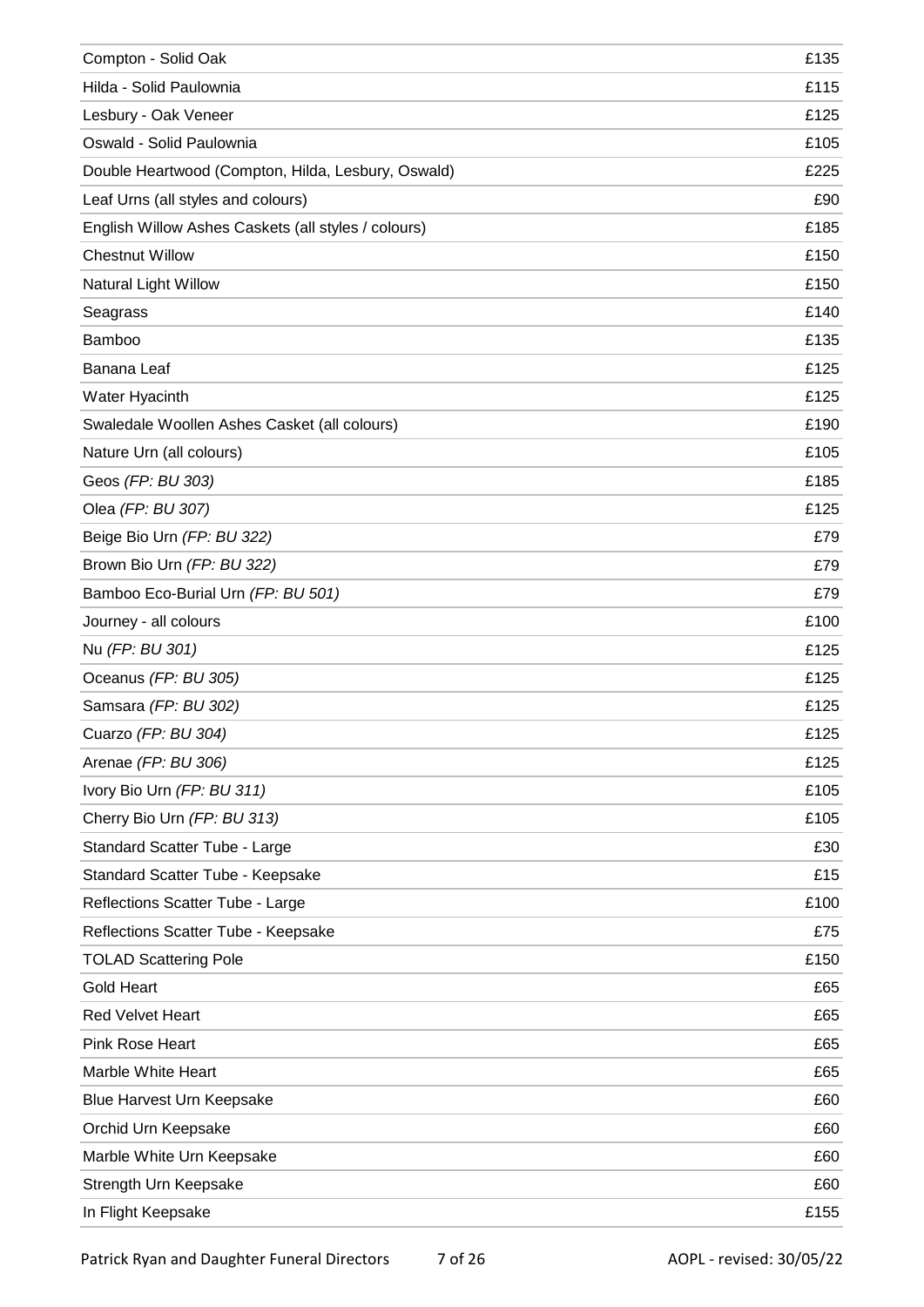| | |
|---|---|
| Compton - Solid Oak | £135 |
| Hilda - Solid Paulownia | £115 |
| Lesbury - Oak Veneer | £125 |
| Oswald - Solid Paulownia | £105 |
| Double Heartwood (Compton, Hilda, Lesbury, Oswald) | £225 |
| Leaf Urns (all styles and colours) | £90 |
| English Willow Ashes Caskets (all styles / colours) | £185 |
| Chestnut Willow | £150 |
| Natural Light Willow | £150 |
| Seagrass | £140 |
| Bamboo | £135 |
| Banana Leaf | £125 |
| Water Hyacinth | £125 |
| Swaledale Woollen Ashes Casket (all colours) | £190 |
| Nature Urn (all colours) | £105 |
| Geos *(FP: BU 303)* | £185 |
| Olea *(FP: BU 307)* | £125 |
| Beige Bio Urn *(FP: BU 322)* | £79 |
| Brown Bio Urn *(FP: BU 322)* | £79 |
| Bamboo Eco-Burial Urn *(FP: BU 501)* | £79 |
| Journey - all colours | £100 |
| Nu *(FP: BU 301)* | £125 |
| Oceanus *(FP: BU 305)* | £125 |
| Samsara *(FP: BU 302)* | £125 |
| Cuarzo *(FP: BU 304)* | £125 |
| Arenae *(FP: BU 306)* | £125 |
| Ivory Bio Urn *(FP: BU 311)* | £105 |
| Cherry Bio Urn *(FP: BU 313)* | £105 |
| Standard Scatter Tube - Large | £30 |
| Standard Scatter Tube - Keepsake | £15 |
| Reflections Scatter Tube - Large | £100 |
| Reflections Scatter Tube - Keepsake | £75 |
| TOLAD Scattering Pole | £150 |
| Gold Heart | £65 |
| Red Velvet Heart | £65 |
| Pink Rose Heart | £65 |
| Marble White Heart | £65 |
| Blue Harvest Urn Keepsake | £60 |
| Orchid Urn Keepsake | £60 |
| Marble White Urn Keepsake | £60 |
| Strength Urn Keepsake | £60 |
| In Flight Keepsake | £155 |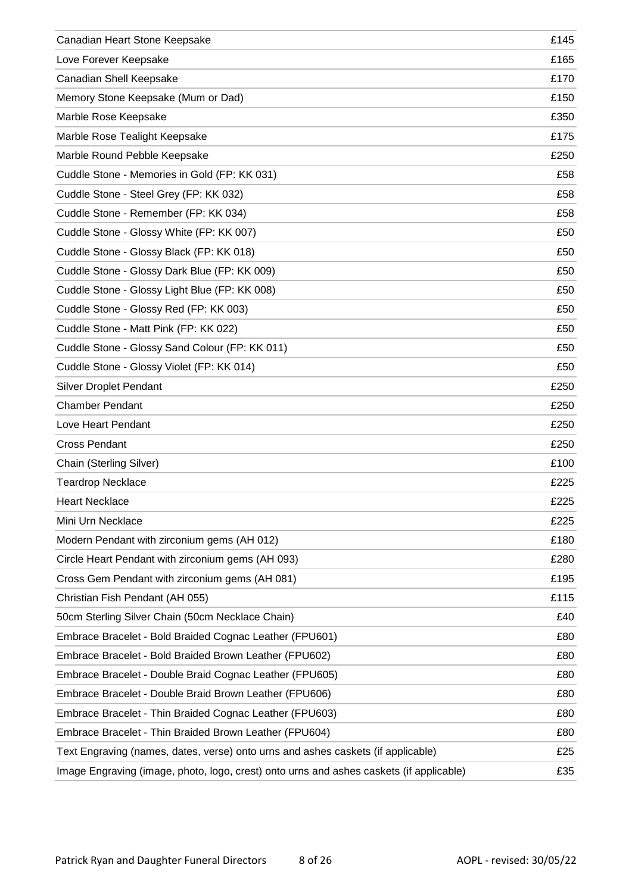| | |
|---|---|
| Canadian Heart Stone Keepsake | £145 |
| Love Forever Keepsake | £165 |
| Canadian Shell Keepsake | £170 |
| Memory Stone Keepsake (Mum or Dad) | £150 |
| Marble Rose Keepsake | £350 |
| Marble Rose Tealight Keepsake | £175 |
| Marble Round Pebble Keepsake | £250 |
| Cuddle Stone - Memories in Gold (FP: KK 031) | £58 |
| Cuddle Stone - Steel Grey (FP: KK 032) | £58 |
| Cuddle Stone - Remember (FP: KK 034) | £58 |
| Cuddle Stone - Glossy White (FP: KK 007) | £50 |
| Cuddle Stone - Glossy Black (FP: KK 018) | £50 |
| Cuddle Stone - Glossy Dark Blue (FP: KK 009) | £50 |
| Cuddle Stone - Glossy Light Blue (FP: KK 008) | £50 |
| Cuddle Stone - Glossy Red (FP: KK 003) | £50 |
| Cuddle Stone - Matt Pink (FP: KK 022) | £50 |
| Cuddle Stone - Glossy Sand Colour (FP: KK 011) | £50 |
| Cuddle Stone - Glossy Violet (FP: KK 014) | £50 |
| Silver Droplet Pendant | £250 |
| Chamber Pendant | £250 |
| Love Heart Pendant | £250 |
| Cross Pendant | £250 |
| Chain (Sterling Silver) | £100 |
| Teardrop Necklace | £225 |
| Heart Necklace | £225 |
| Mini Urn Necklace | £225 |
| Modern Pendant with zirconium gems (AH 012) | £180 |
| Circle Heart Pendant with zirconium gems (AH 093) | £280 |
| Cross Gem Pendant with zirconium gems (AH 081) | £195 |
| Christian Fish Pendant (AH 055) | £115 |
| 50cm Sterling Silver Chain (50cm Necklace Chain) | £40 |
| Embrace Bracelet - Bold Braided Cognac Leather (FPU601) | £80 |
| Embrace Bracelet - Bold Braided Brown Leather (FPU602) | £80 |
| Embrace Bracelet - Double Braid Cognac Leather (FPU605) | £80 |
| Embrace Bracelet - Double Braid Brown Leather (FPU606) | £80 |
| Embrace Bracelet - Thin Braided Cognac Leather (FPU603) | £80 |
| Embrace Bracelet - Thin Braided Brown Leather (FPU604) | £80 |
| Text Engraving (names, dates, verse) onto urns and ashes caskets (if applicable) | £25 |
| Image Engraving (image, photo, logo, crest) onto urns and ashes caskets (if applicable) | £35 |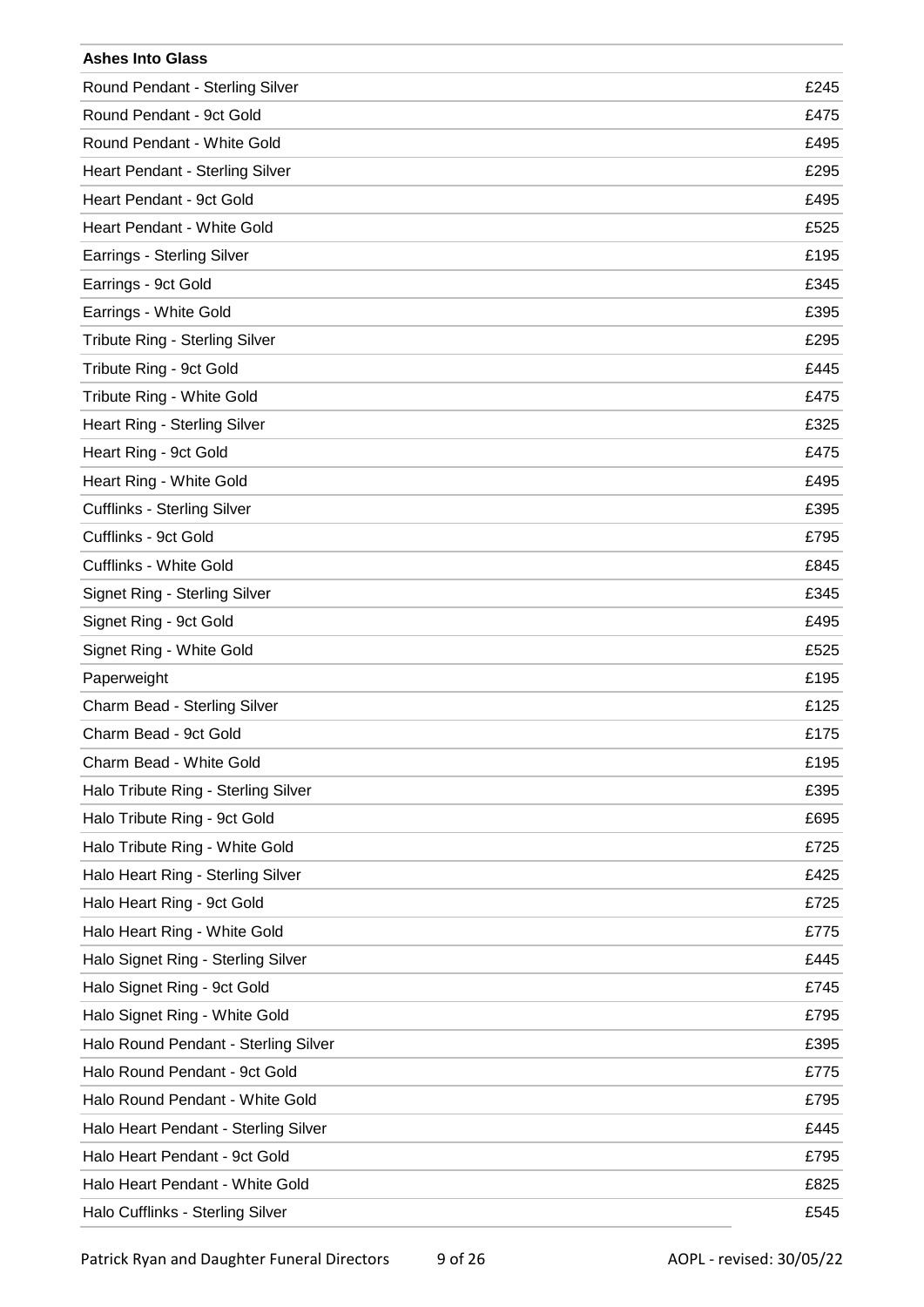| Ashes Into Glass | |
|---|---|
| Round Pendant - Sterling Silver | £245 |
| Round Pendant - 9ct Gold | £475 |
| Round Pendant - White Gold | £495 |
| Heart Pendant - Sterling Silver | £295 |
| Heart Pendant - 9ct Gold | £495 |
| Heart Pendant - White Gold | £525 |
| Earrings - Sterling Silver | £195 |
| Earrings - 9ct Gold | £345 |
| Earrings - White Gold | £395 |
| Tribute Ring - Sterling Silver | £295 |
| Tribute Ring - 9ct Gold | £445 |
| Tribute Ring - White Gold | £475 |
| Heart Ring - Sterling Silver | £325 |
| Heart Ring - 9ct Gold | £475 |
| Heart Ring - White Gold | £495 |
| Cufflinks - Sterling Silver | £395 |
| Cufflinks - 9ct Gold | £795 |
| Cufflinks - White Gold | £845 |
| Signet Ring - Sterling Silver | £345 |
| Signet Ring - 9ct Gold | £495 |
| Signet Ring - White Gold | £525 |
| Paperweight | £195 |
| Charm Bead - Sterling Silver | £125 |
| Charm Bead - 9ct Gold | £175 |
| Charm Bead - White Gold | £195 |
| Halo Tribute Ring - Sterling Silver | £395 |
| Halo Tribute Ring - 9ct Gold | £695 |
| Halo Tribute Ring - White Gold | £725 |
| Halo Heart Ring - Sterling Silver | £425 |
| Halo Heart Ring - 9ct Gold | £725 |
| Halo Heart Ring - White Gold | £775 |
| Halo Signet Ring - Sterling Silver | £445 |
| Halo Signet Ring - 9ct Gold | £745 |
| Halo Signet Ring - White Gold | £795 |
| Halo Round Pendant - Sterling Silver | £395 |
| Halo Round Pendant - 9ct Gold | £775 |
| Halo Round Pendant - White Gold | £795 |
| Halo Heart Pendant - Sterling Silver | £445 |
| Halo Heart Pendant - 9ct Gold | £795 |
| Halo Heart Pendant - White Gold | £825 |
| Halo Cufflinks - Sterling Silver | £545 |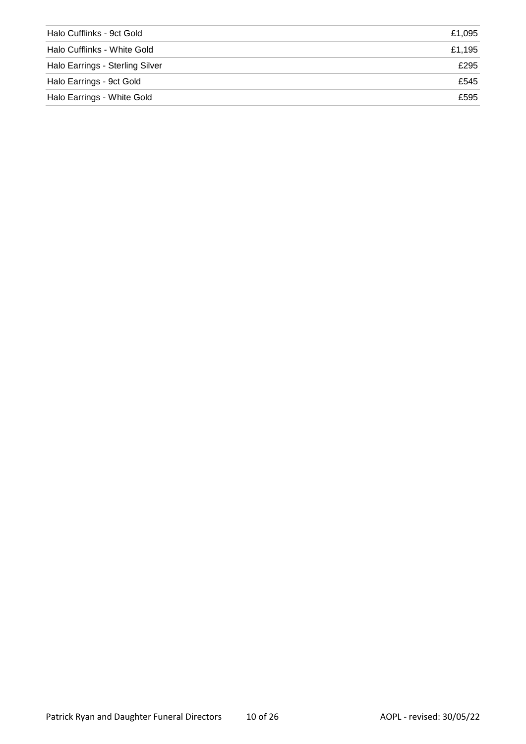| | |
|---|---|
| Halo Cufflinks - 9ct Gold | £1,095 |
| Halo Cufflinks - White Gold | £1,195 |
| Halo Earrings - Sterling Silver | £295 |
| Halo Earrings - 9ct Gold | £545 |
| Halo Earrings - White Gold | £595 |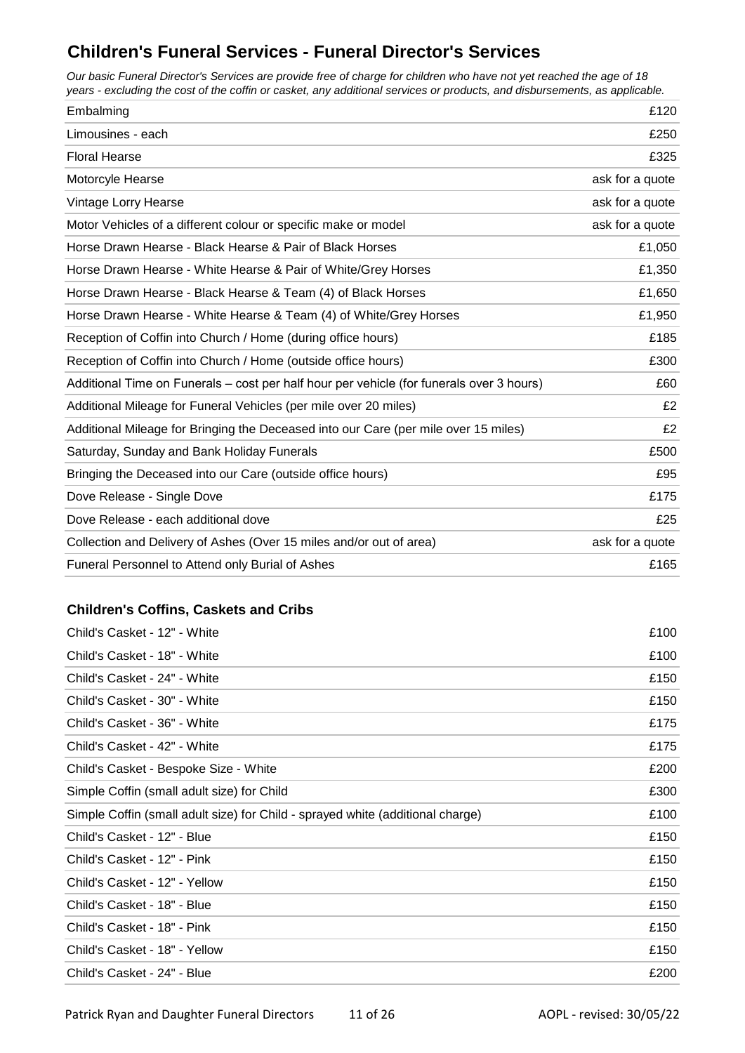## Children's Funeral Services - Funeral Director's Services

*Our basic Funeral Director's Services are provide free of charge for children who have not yet reached the age of 18 years - excluding the cost of the coffin or casket, any additional services or products, and disbursements, as applicable.*

| | |
|---|---|
| Embalming | £120 |
| Limousines - each | £250 |
| Floral Hearse | £325 |
| Motorcyle Hearse | ask for a quote |
| Vintage Lorry Hearse | ask for a quote |
| Motor Vehicles of a different colour or specific make or model | ask for a quote |
| Horse Drawn Hearse - Black Hearse & Pair of Black Horses | £1,050 |
| Horse Drawn Hearse - White Hearse & Pair of White/Grey Horses | £1,350 |
| Horse Drawn Hearse - Black Hearse & Team (4) of Black Horses | £1,650 |
| Horse Drawn Hearse - White Hearse & Team (4) of White/Grey Horses | £1,950 |
| Reception of Coffin into Church / Home (during office hours) | £185 |
| Reception of Coffin into Church / Home (outside office hours) | £300 |
| Additional Time on Funerals – cost per half hour per vehicle (for funerals over 3 hours) | £60 |
| Additional Mileage for Funeral Vehicles (per mile over 20 miles) | £2 |
| Additional Mileage for Bringing the Deceased into our Care (per mile over 15 miles) | £2 |
| Saturday, Sunday and Bank Holiday Funerals | £500 |
| Bringing the Deceased into our Care (outside office hours) | £95 |
| Dove Release - Single Dove | £175 |
| Dove Release - each additional dove | £25 |
| Collection and Delivery of Ashes (Over 15 miles and/or out of area) | ask for a quote |
| Funeral Personnel to Attend only Burial of Ashes | £165 |

### Children's Coffins, Caskets and Cribs

| | |
|---|---|
| Child's Casket - 12" - White | £100 |
| Child's Casket - 18" - White | £100 |
| Child's Casket - 24" - White | £150 |
| Child's Casket - 30" - White | £150 |
| Child's Casket - 36" - White | £175 |
| Child's Casket - 42" - White | £175 |
| Child's Casket - Bespoke Size - White | £200 |
| Simple Coffin (small adult size) for Child | £300 |
| Simple Coffin (small adult size) for Child - sprayed white (additional charge) | £100 |
| Child's Casket - 12" - Blue | £150 |
| Child's Casket - 12" - Pink | £150 |
| Child's Casket - 12" - Yellow | £150 |
| Child's Casket - 18" - Blue | £150 |
| Child's Casket - 18" - Pink | £150 |
| Child's Casket - 18" - Yellow | £150 |
| Child's Casket - 24" - Blue | £200 |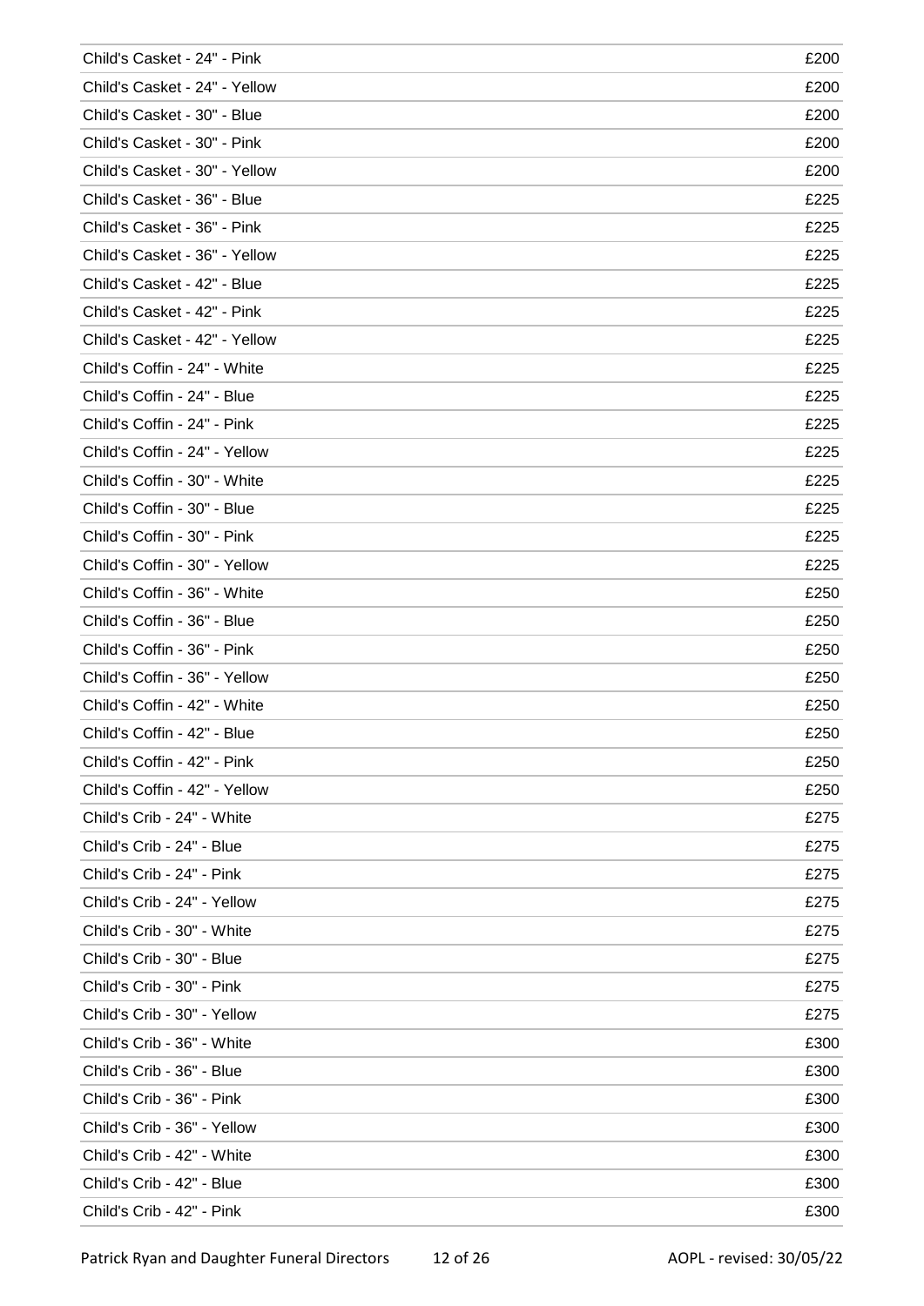| | |
|---|---|
| Child's Casket - 24" - Pink | £200 |
| Child's Casket - 24" - Yellow | £200 |
| Child's Casket - 30" - Blue | £200 |
| Child's Casket - 30" - Pink | £200 |
| Child's Casket - 30" - Yellow | £200 |
| Child's Casket - 36" - Blue | £225 |
| Child's Casket - 36" - Pink | £225 |
| Child's Casket - 36" - Yellow | £225 |
| Child's Casket - 42" - Blue | £225 |
| Child's Casket - 42" - Pink | £225 |
| Child's Casket - 42" - Yellow | £225 |
| Child's Coffin - 24" - White | £225 |
| Child's Coffin - 24" - Blue | £225 |
| Child's Coffin - 24" - Pink | £225 |
| Child's Coffin - 24" - Yellow | £225 |
| Child's Coffin - 30" - White | £225 |
| Child's Coffin - 30" - Blue | £225 |
| Child's Coffin - 30" - Pink | £225 |
| Child's Coffin - 30" - Yellow | £225 |
| Child's Coffin - 36" - White | £250 |
| Child's Coffin - 36" - Blue | £250 |
| Child's Coffin - 36" - Pink | £250 |
| Child's Coffin - 36" - Yellow | £250 |
| Child's Coffin - 42" - White | £250 |
| Child's Coffin - 42" - Blue | £250 |
| Child's Coffin - 42" - Pink | £250 |
| Child's Coffin - 42" - Yellow | £250 |
| Child's Crib - 24" - White | £275 |
| Child's Crib - 24" - Blue | £275 |
| Child's Crib - 24" - Pink | £275 |
| Child's Crib - 24" - Yellow | £275 |
| Child's Crib - 30" - White | £275 |
| Child's Crib - 30" - Blue | £275 |
| Child's Crib - 30" - Pink | £275 |
| Child's Crib - 30" - Yellow | £275 |
| Child's Crib - 36" - White | £300 |
| Child's Crib - 36" - Blue | £300 |
| Child's Crib - 36" - Pink | £300 |
| Child's Crib - 36" - Yellow | £300 |
| Child's Crib - 42" - White | £300 |
| Child's Crib - 42" - Blue | £300 |
| Child's Crib - 42" - Pink | £300 |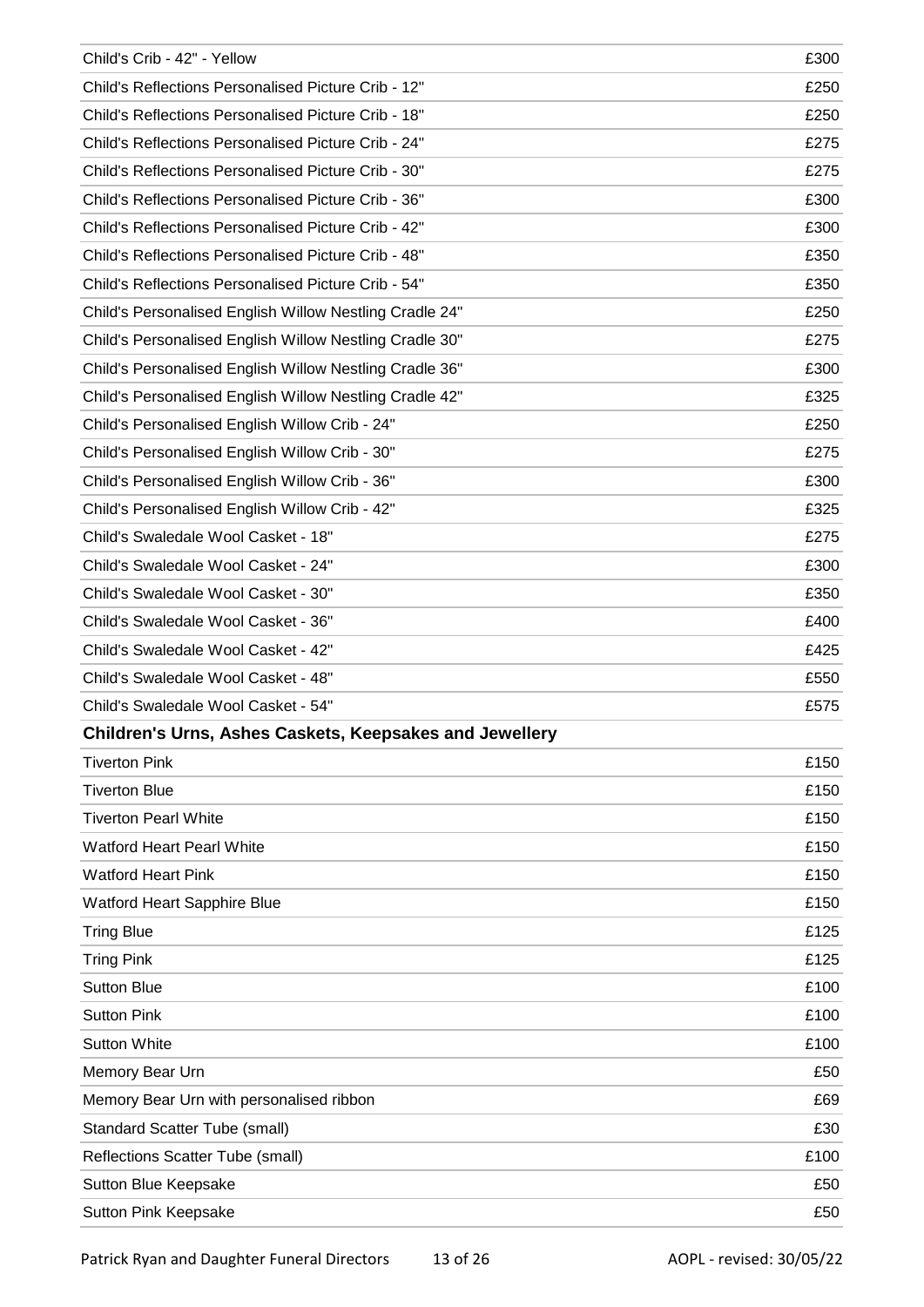| | |
|---|---|
| Child's Crib - 42" - Yellow | £300 |
| Child's Reflections Personalised Picture Crib - 12" | £250 |
| Child's Reflections Personalised Picture Crib - 18" | £250 |
| Child's Reflections Personalised Picture Crib - 24" | £275 |
| Child's Reflections Personalised Picture Crib - 30" | £275 |
| Child's Reflections Personalised Picture Crib - 36" | £300 |
| Child's Reflections Personalised Picture Crib - 42" | £300 |
| Child's Reflections Personalised Picture Crib - 48" | £350 |
| Child's Reflections Personalised Picture Crib - 54" | £350 |
| Child's Personalised English Willow Nestling Cradle 24" | £250 |
| Child's Personalised English Willow Nestling Cradle 30" | £275 |
| Child's Personalised English Willow Nestling Cradle 36" | £300 |
| Child's Personalised English Willow Nestling Cradle 42" | £325 |
| Child's Personalised English Willow Crib - 24" | £250 |
| Child's Personalised English Willow Crib - 30" | £275 |
| Child's Personalised English Willow Crib - 36" | £300 |
| Child's Personalised English Willow Crib - 42" | £325 |
| Child's Swaledale Wool Casket - 18" | £275 |
| Child's Swaledale Wool Casket - 24" | £300 |
| Child's Swaledale Wool Casket - 30" | £350 |
| Child's Swaledale Wool Casket - 36" | £400 |
| Child's Swaledale Wool Casket - 42" | £425 |
| Child's Swaledale Wool Casket - 48" | £550 |
| Child's Swaledale Wool Casket - 54" | £575 |

### Children's Urns, Ashes Caskets, Keepsakes and Jewellery

| | |
|---|---|
| Tiverton Pink | £150 |
| Tiverton Blue | £150 |
| Tiverton Pearl White | £150 |
| Watford Heart Pearl White | £150 |
| Watford Heart Pink | £150 |
| Watford Heart Sapphire Blue | £150 |
| Tring Blue | £125 |
| Tring Pink | £125 |
| Sutton Blue | £100 |
| Sutton Pink | £100 |
| Sutton White | £100 |
| Memory Bear Urn | £50 |
| Memory Bear Urn with personalised ribbon | £69 |
| Standard Scatter Tube (small) | £30 |
| Reflections Scatter Tube (small) | £100 |
| Sutton Blue Keepsake | £50 |
| Sutton Pink Keepsake | £50 |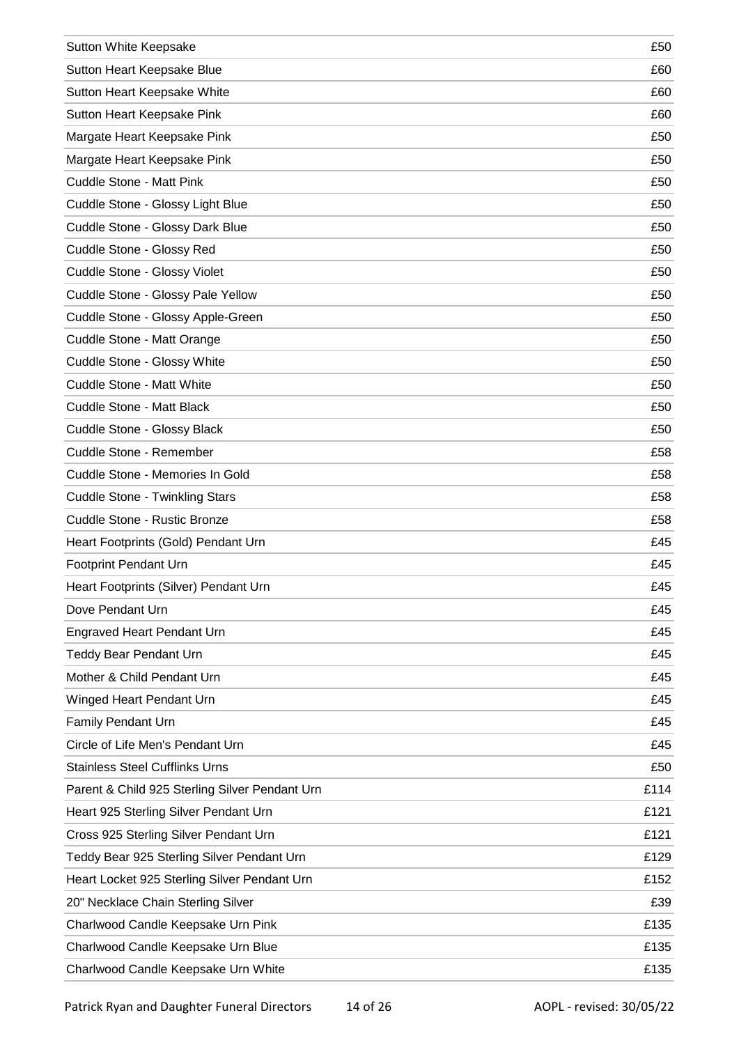| | |
|---|---|
| Sutton White Keepsake | £50 |
| Sutton Heart Keepsake Blue | £60 |
| Sutton Heart Keepsake White | £60 |
| Sutton Heart Keepsake Pink | £60 |
| Margate Heart Keepsake Pink | £50 |
| Margate Heart Keepsake Pink | £50 |
| Cuddle Stone - Matt Pink | £50 |
| Cuddle Stone - Glossy Light Blue | £50 |
| Cuddle Stone - Glossy Dark Blue | £50 |
| Cuddle Stone - Glossy Red | £50 |
| Cuddle Stone - Glossy Violet | £50 |
| Cuddle Stone - Glossy Pale Yellow | £50 |
| Cuddle Stone - Glossy Apple-Green | £50 |
| Cuddle Stone - Matt Orange | £50 |
| Cuddle Stone - Glossy White | £50 |
| Cuddle Stone - Matt White | £50 |
| Cuddle Stone - Matt Black | £50 |
| Cuddle Stone - Glossy Black | £50 |
| Cuddle Stone - Remember | £58 |
| Cuddle Stone - Memories In Gold | £58 |
| Cuddle Stone - Twinkling Stars | £58 |
| Cuddle Stone - Rustic Bronze | £58 |
| Heart Footprints (Gold) Pendant Urn | £45 |
| Footprint Pendant Urn | £45 |
| Heart Footprints (Silver) Pendant Urn | £45 |
| Dove Pendant Urn | £45 |
| Engraved Heart Pendant Urn | £45 |
| Teddy Bear Pendant Urn | £45 |
| Mother & Child Pendant Urn | £45 |
| Winged Heart Pendant Urn | £45 |
| Family Pendant Urn | £45 |
| Circle of Life Men's Pendant Urn | £45 |
| Stainless Steel Cufflinks Urns | £50 |
| Parent & Child 925 Sterling Silver Pendant Urn | £114 |
| Heart 925 Sterling Silver Pendant Urn | £121 |
| Cross 925 Sterling Silver Pendant Urn | £121 |
| Teddy Bear 925 Sterling Silver Pendant Urn | £129 |
| Heart Locket 925 Sterling Silver Pendant Urn | £152 |
| 20" Necklace Chain Sterling Silver | £39 |
| Charlwood Candle Keepsake Urn Pink | £135 |
| Charlwood Candle Keepsake Urn Blue | £135 |
| Charlwood Candle Keepsake Urn White | £135 |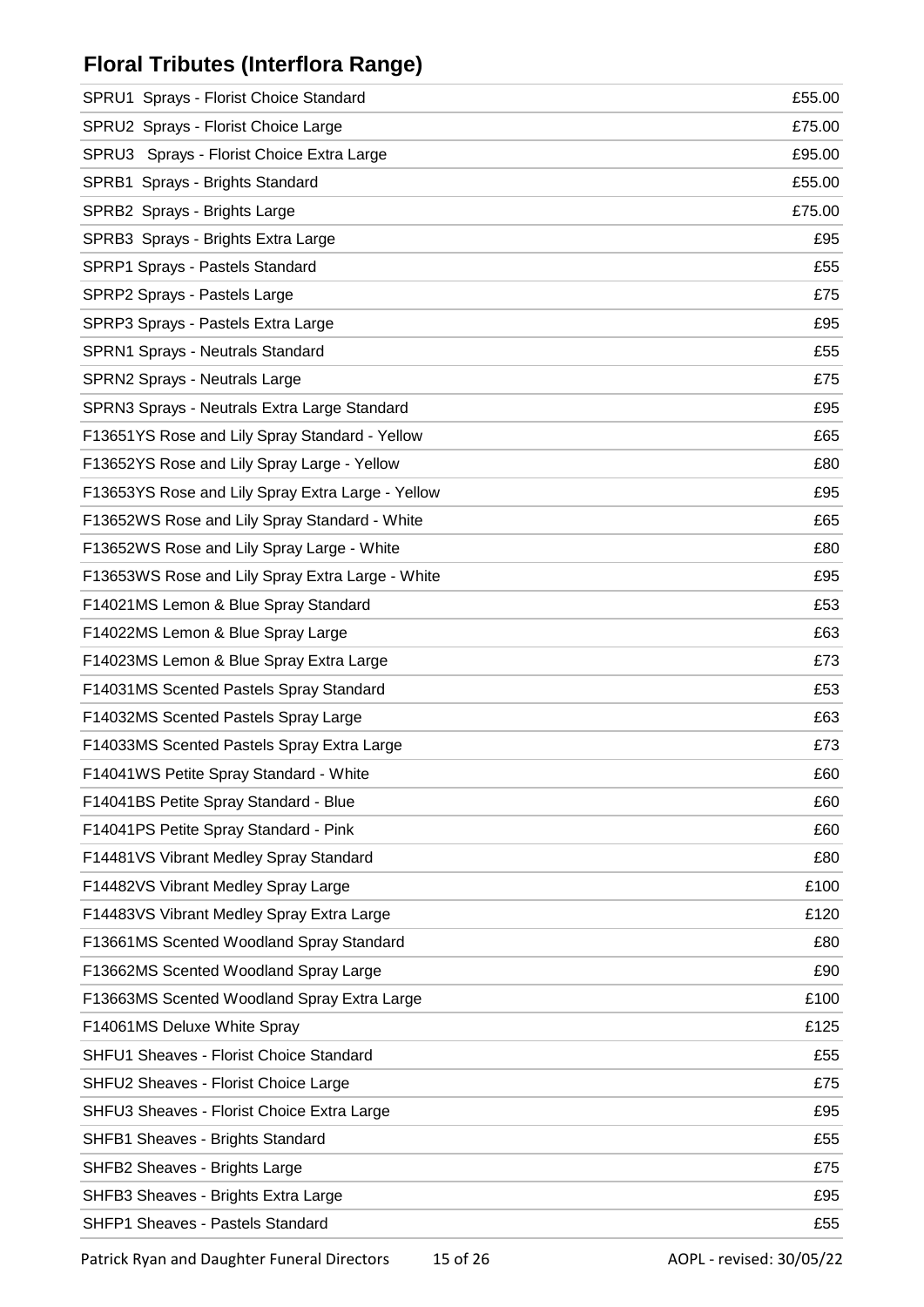## Floral Tributes (Interflora Range)

| | |
|---|---|
| SPRU1 Sprays - Florist Choice Standard | £55.00 |
| SPRU2 Sprays - Florist Choice Large | £75.00 |
| SPRU3 Sprays - Florist Choice Extra Large | £95.00 |
| SPRB1 Sprays - Brights Standard | £55.00 |
| SPRB2 Sprays - Brights Large | £75.00 |
| SPRB3 Sprays - Brights Extra Large | £95 |
| SPRP1 Sprays - Pastels Standard | £55 |
| SPRP2 Sprays - Pastels Large | £75 |
| SPRP3 Sprays - Pastels Extra Large | £95 |
| SPRN1 Sprays - Neutrals Standard | £55 |
| SPRN2 Sprays - Neutrals Large | £75 |
| SPRN3 Sprays - Neutrals Extra Large Standard | £95 |
| F13651YS Rose and Lily Spray Standard - Yellow | £65 |
| F13652YS Rose and Lily Spray Large - Yellow | £80 |
| F13653YS Rose and Lily Spray Extra Large - Yellow | £95 |
| F13652WS Rose and Lily Spray Standard - White | £65 |
| F13652WS Rose and Lily Spray Large - White | £80 |
| F13653WS Rose and Lily Spray Extra Large - White | £95 |
| F14021MS Lemon & Blue Spray Standard | £53 |
| F14022MS Lemon & Blue Spray Large | £63 |
| F14023MS Lemon & Blue Spray Extra Large | £73 |
| F14031MS Scented Pastels Spray Standard | £53 |
| F14032MS Scented Pastels Spray Large | £63 |
| F14033MS Scented Pastels Spray Extra Large | £73 |
| F14041WS Petite Spray Standard - White | £60 |
| F14041BS Petite Spray Standard - Blue | £60 |
| F14041PS Petite Spray Standard - Pink | £60 |
| F14481VS Vibrant Medley Spray Standard | £80 |
| F14482VS Vibrant Medley Spray Large | £100 |
| F14483VS Vibrant Medley Spray Extra Large | £120 |
| F13661MS Scented Woodland Spray Standard | £80 |
| F13662MS Scented Woodland Spray Large | £90 |
| F13663MS Scented Woodland Spray Extra Large | £100 |
| F14061MS Deluxe White Spray | £125 |
| SHFU1 Sheaves - Florist Choice Standard | £55 |
| SHFU2 Sheaves - Florist Choice Large | £75 |
| SHFU3 Sheaves - Florist Choice Extra Large | £95 |
| SHFB1 Sheaves - Brights Standard | £55 |
| SHFB2 Sheaves - Brights Large | £75 |
| SHFB3 Sheaves - Brights Extra Large | £95 |
| SHFP1 Sheaves - Pastels Standard | £55 |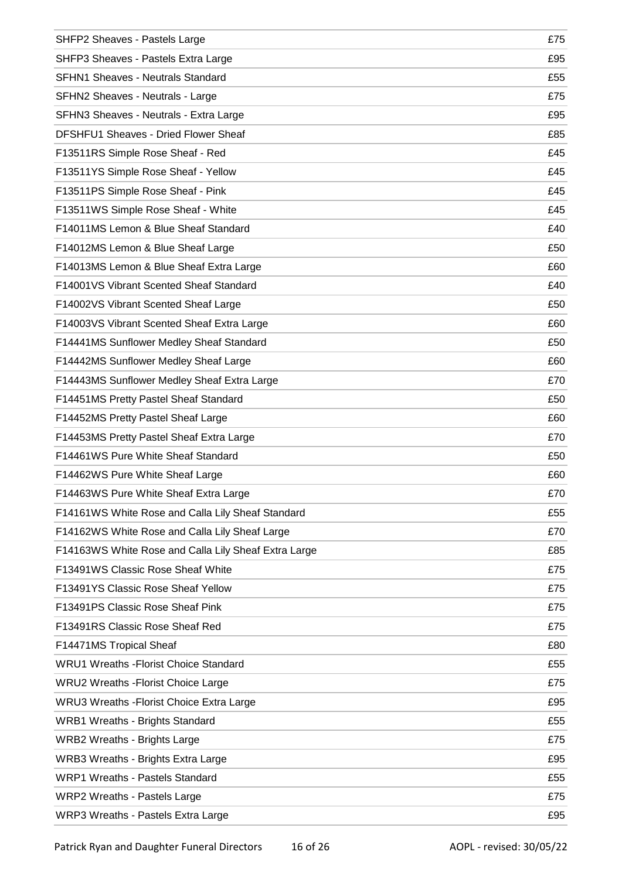| | |
|---|---|
| SHFP2 Sheaves - Pastels Large | £75 |
| SHFP3 Sheaves - Pastels Extra Large | £95 |
| SFHN1 Sheaves - Neutrals Standard | £55 |
| SFHN2 Sheaves - Neutrals - Large | £75 |
| SFHN3 Sheaves - Neutrals - Extra Large | £95 |
| DFSHFU1 Sheaves - Dried Flower Sheaf | £85 |
| F13511RS Simple Rose Sheaf - Red | £45 |
| F13511YS Simple Rose Sheaf - Yellow | £45 |
| F13511PS Simple Rose Sheaf - Pink | £45 |
| F13511WS Simple Rose Sheaf - White | £45 |
| F14011MS Lemon & Blue Sheaf Standard | £40 |
| F14012MS Lemon & Blue Sheaf Large | £50 |
| F14013MS Lemon & Blue Sheaf Extra Large | £60 |
| F14001VS Vibrant Scented Sheaf Standard | £40 |
| F14002VS Vibrant Scented Sheaf Large | £50 |
| F14003VS Vibrant Scented Sheaf Extra Large | £60 |
| F14441MS Sunflower Medley Sheaf Standard | £50 |
| F14442MS Sunflower Medley Sheaf Large | £60 |
| F14443MS Sunflower Medley Sheaf Extra Large | £70 |
| F14451MS Pretty Pastel Sheaf Standard | £50 |
| F14452MS Pretty Pastel Sheaf Large | £60 |
| F14453MS Pretty Pastel Sheaf Extra Large | £70 |
| F14461WS Pure White Sheaf Standard | £50 |
| F14462WS Pure White Sheaf Large | £60 |
| F14463WS Pure White Sheaf Extra Large | £70 |
| F14161WS White Rose and Calla Lily Sheaf Standard | £55 |
| F14162WS White Rose and Calla Lily Sheaf Large | £70 |
| F14163WS White Rose and Calla Lily Sheaf Extra Large | £85 |
| F13491WS Classic Rose Sheaf White | £75 |
| F13491YS Classic Rose Sheaf Yellow | £75 |
| F13491PS Classic Rose Sheaf Pink | £75 |
| F13491RS Classic Rose Sheaf Red | £75 |
| F14471MS Tropical Sheaf | £80 |
| WRU1 Wreaths -Florist Choice Standard | £55 |
| WRU2 Wreaths -Florist Choice Large | £75 |
| WRU3 Wreaths -Florist Choice Extra Large | £95 |
| WRB1 Wreaths - Brights Standard | £55 |
| WRB2 Wreaths - Brights Large | £75 |
| WRB3 Wreaths - Brights Extra Large | £95 |
| WRP1 Wreaths - Pastels Standard | £55 |
| WRP2 Wreaths - Pastels Large | £75 |
| WRP3 Wreaths - Pastels Extra Large | £95 |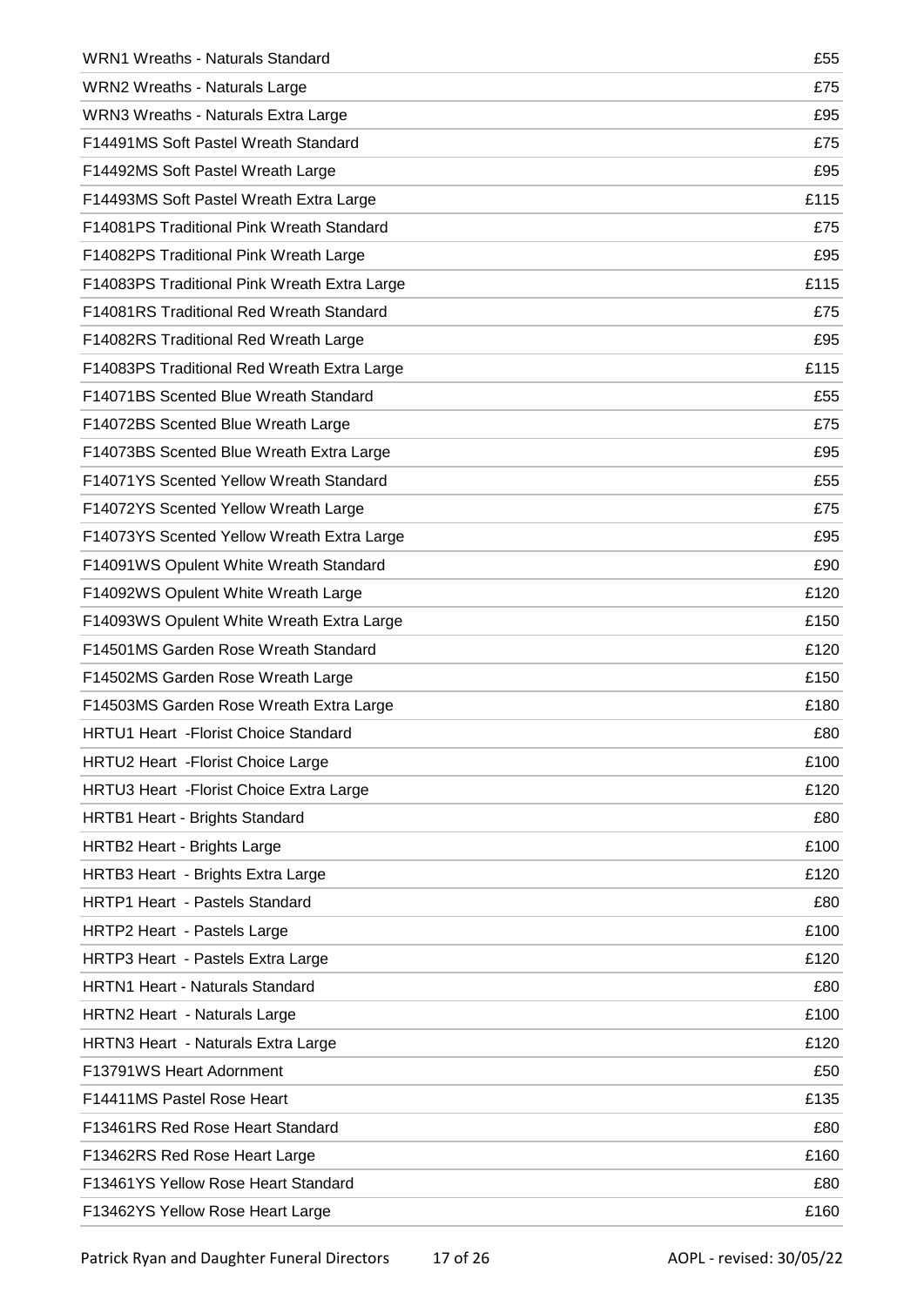| | |
|---|---|
| WRN1 Wreaths - Naturals Standard | £55 |
| WRN2 Wreaths - Naturals Large | £75 |
| WRN3 Wreaths - Naturals Extra Large | £95 |
| F14491MS Soft Pastel Wreath Standard | £75 |
| F14492MS Soft Pastel Wreath Large | £95 |
| F14493MS Soft Pastel Wreath Extra Large | £115 |
| F14081PS Traditional Pink Wreath Standard | £75 |
| F14082PS Traditional Pink Wreath Large | £95 |
| F14083PS Traditional Pink Wreath Extra Large | £115 |
| F14081RS Traditional Red Wreath Standard | £75 |
| F14082RS Traditional Red Wreath Large | £95 |
| F14083PS Traditional Red Wreath Extra Large | £115 |
| F14071BS Scented Blue Wreath Standard | £55 |
| F14072BS Scented Blue Wreath Large | £75 |
| F14073BS Scented Blue Wreath Extra Large | £95 |
| F14071YS Scented Yellow Wreath Standard | £55 |
| F14072YS Scented Yellow Wreath Large | £75 |
| F14073YS Scented Yellow Wreath Extra Large | £95 |
| F14091WS Opulent White Wreath Standard | £90 |
| F14092WS Opulent White Wreath Large | £120 |
| F14093WS Opulent White Wreath Extra Large | £150 |
| F14501MS Garden Rose Wreath Standard | £120 |
| F14502MS Garden Rose Wreath Large | £150 |
| F14503MS Garden Rose Wreath Extra Large | £180 |
| HRTU1 Heart -Florist Choice Standard | £80 |
| HRTU2 Heart -Florist Choice Large | £100 |
| HRTU3 Heart -Florist Choice Extra Large | £120 |
| HRTB1 Heart - Brights Standard | £80 |
| HRTB2 Heart - Brights Large | £100 |
| HRTB3 Heart - Brights Extra Large | £120 |
| HRTP1 Heart - Pastels Standard | £80 |
| HRTP2 Heart - Pastels Large | £100 |
| HRTP3 Heart - Pastels Extra Large | £120 |
| HRTN1 Heart - Naturals Standard | £80 |
| HRTN2 Heart - Naturals Large | £100 |
| HRTN3 Heart - Naturals Extra Large | £120 |
| F13791WS Heart Adornment | £50 |
| F14411MS Pastel Rose Heart | £135 |
| F13461RS Red Rose Heart Standard | £80 |
| F13462RS Red Rose Heart Large | £160 |
| F13461YS Yellow Rose Heart Standard | £80 |
| F13462YS Yellow Rose Heart Large | £160 |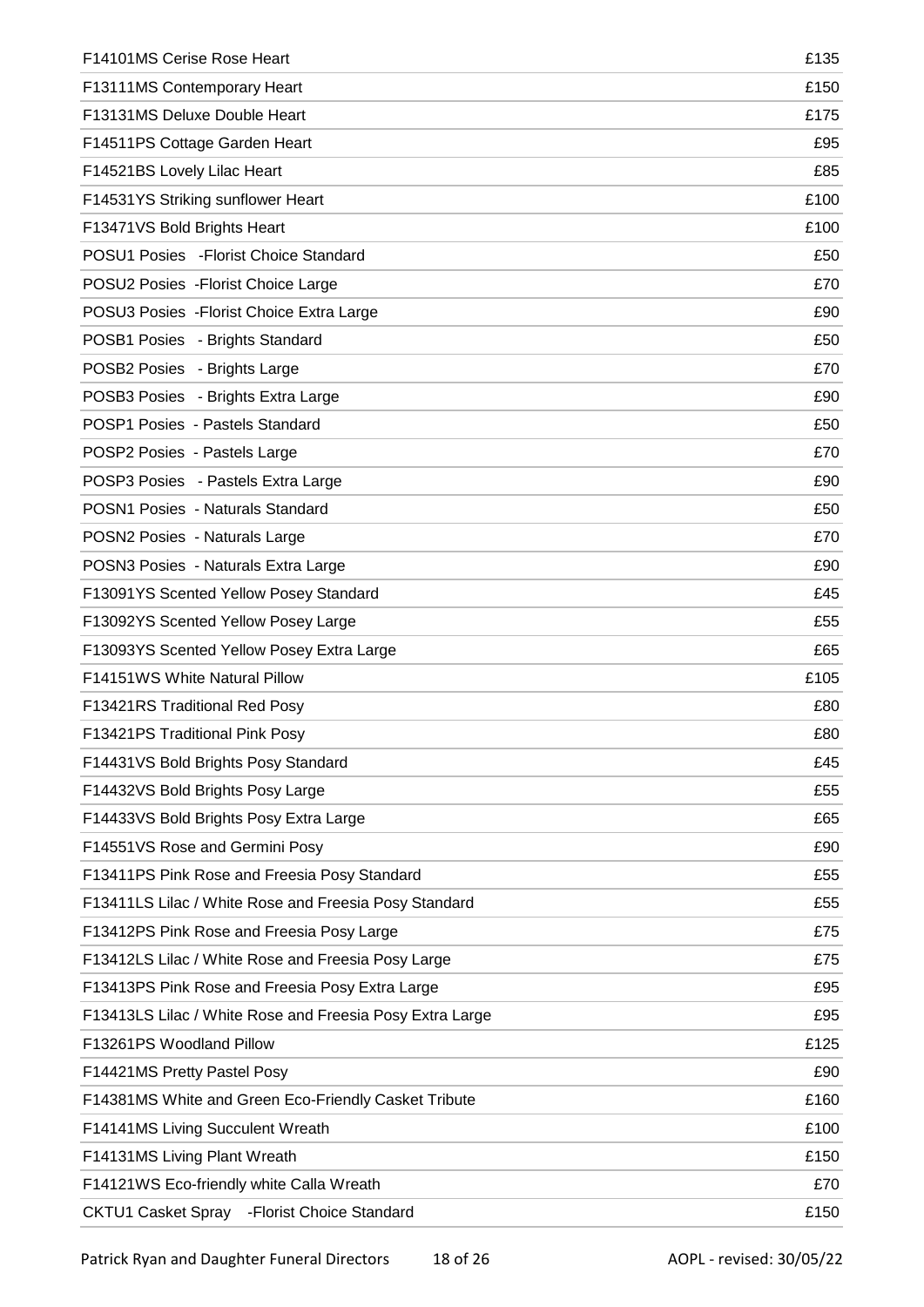| | |
|---|---|
| F14101MS Cerise Rose Heart | £135 |
| F13111MS Contemporary Heart | £150 |
| F13131MS Deluxe Double Heart | £175 |
| F14511PS Cottage Garden Heart | £95 |
| F14521BS Lovely Lilac Heart | £85 |
| F14531YS Striking sunflower Heart | £100 |
| F13471VS Bold Brights Heart | £100 |
| POSU1 Posies -Florist Choice Standard | £50 |
| POSU2 Posies -Florist Choice Large | £70 |
| POSU3 Posies -Florist Choice Extra Large | £90 |
| POSB1 Posies - Brights Standard | £50 |
| POSB2 Posies - Brights Large | £70 |
| POSB3 Posies - Brights Extra Large | £90 |
| POSP1 Posies - Pastels Standard | £50 |
| POSP2 Posies - Pastels Large | £70 |
| POSP3 Posies - Pastels Extra Large | £90 |
| POSN1 Posies - Naturals Standard | £50 |
| POSN2 Posies - Naturals Large | £70 |
| POSN3 Posies - Naturals Extra Large | £90 |
| F13091YS Scented Yellow Posey Standard | £45 |
| F13092YS Scented Yellow Posey Large | £55 |
| F13093YS Scented Yellow Posey Extra Large | £65 |
| F14151WS White Natural Pillow | £105 |
| F13421RS Traditional Red Posy | £80 |
| F13421PS Traditional Pink Posy | £80 |
| F14431VS Bold Brights Posy Standard | £45 |
| F14432VS Bold Brights Posy Large | £55 |
| F14433VS Bold Brights Posy Extra Large | £65 |
| F14551VS Rose and Germini Posy | £90 |
| F13411PS Pink Rose and Freesia Posy Standard | £55 |
| F13411LS Lilac / White Rose and Freesia Posy Standard | £55 |
| F13412PS Pink Rose and Freesia Posy Large | £75 |
| F13412LS Lilac / White Rose and Freesia Posy Large | £75 |
| F13413PS Pink Rose and Freesia Posy Extra Large | £95 |
| F13413LS Lilac / White Rose and Freesia Posy Extra Large | £95 |
| F13261PS Woodland Pillow | £125 |
| F14421MS Pretty Pastel Posy | £90 |
| F14381MS White and Green Eco-Friendly Casket Tribute | £160 |
| F14141MS Living Succulent Wreath | £100 |
| F14131MS Living Plant Wreath | £150 |
| F14121WS Eco-friendly white Calla Wreath | £70 |
| CKTU1 Casket Spray -Florist Choice Standard | £150 |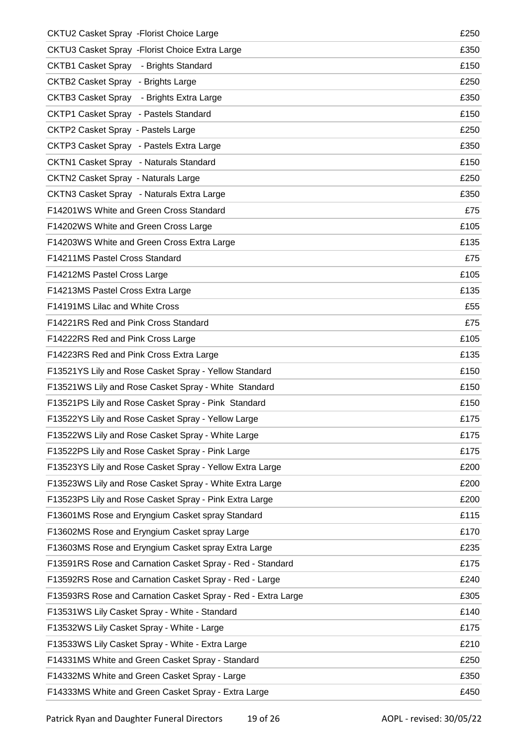| | |
|---|---|
| CKTU2 Casket Spray -Florist Choice Large | £250 |
| CKTU3 Casket Spray -Florist Choice Extra Large | £350 |
| CKTB1 Casket Spray - Brights Standard | £150 |
| CKTB2 Casket Spray - Brights Large | £250 |
| CKTB3 Casket Spray - Brights Extra Large | £350 |
| CKTP1 Casket Spray - Pastels Standard | £150 |
| CKTP2 Casket Spray - Pastels Large | £250 |
| CKTP3 Casket Spray - Pastels Extra Large | £350 |
| CKTN1 Casket Spray - Naturals Standard | £150 |
| CKTN2 Casket Spray - Naturals Large | £250 |
| CKTN3 Casket Spray - Naturals Extra Large | £350 |
| F14201WS White and Green Cross Standard | £75 |
| F14202WS White and Green Cross Large | £105 |
| F14203WS White and Green Cross Extra Large | £135 |
| F14211MS Pastel Cross Standard | £75 |
| F14212MS Pastel Cross Large | £105 |
| F14213MS Pastel Cross Extra Large | £135 |
| F14191MS Lilac and White Cross | £55 |
| F14221RS Red and Pink Cross Standard | £75 |
| F14222RS Red and Pink Cross Large | £105 |
| F14223RS Red and Pink Cross Extra Large | £135 |
| F13521YS Lily and Rose Casket Spray - Yellow Standard | £150 |
| F13521WS Lily and Rose Casket Spray - White Standard | £150 |
| F13521PS Lily and Rose Casket Spray - Pink Standard | £150 |
| F13522YS Lily and Rose Casket Spray - Yellow Large | £175 |
| F13522WS Lily and Rose Casket Spray - White Large | £175 |
| F13522PS Lily and Rose Casket Spray - Pink Large | £175 |
| F13523YS Lily and Rose Casket Spray - Yellow Extra Large | £200 |
| F13523WS Lily and Rose Casket Spray - White Extra Large | £200 |
| F13523PS Lily and Rose Casket Spray - Pink Extra Large | £200 |
| F13601MS Rose and Eryngium Casket spray Standard | £115 |
| F13602MS Rose and Eryngium Casket spray Large | £170 |
| F13603MS Rose and Eryngium Casket spray Extra Large | £235 |
| F13591RS Rose and Carnation Casket Spray - Red - Standard | £175 |
| F13592RS Rose and Carnation Casket Spray - Red - Large | £240 |
| F13593RS Rose and Carnation Casket Spray - Red - Extra Large | £305 |
| F13531WS Lily Casket Spray - White - Standard | £140 |
| F13532WS Lily Casket Spray - White - Large | £175 |
| F13533WS Lily Casket Spray - White - Extra Large | £210 |
| F14331MS White and Green Casket Spray - Standard | £250 |
| F14332MS White and Green Casket Spray - Large | £350 |
| F14333MS White and Green Casket Spray - Extra Large | £450 |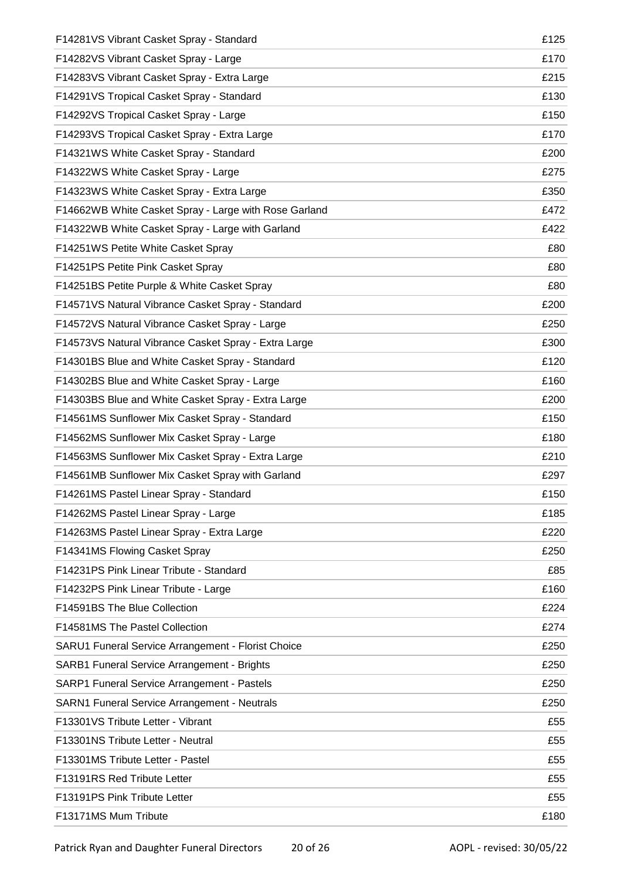| | |
|---|---|
| F14281VS Vibrant Casket Spray - Standard | £125 |
| F14282VS Vibrant Casket Spray - Large | £170 |
| F14283VS Vibrant Casket Spray - Extra Large | £215 |
| F14291VS Tropical Casket Spray - Standard | £130 |
| F14292VS Tropical Casket Spray - Large | £150 |
| F14293VS Tropical Casket Spray - Extra Large | £170 |
| F14321WS White Casket Spray - Standard | £200 |
| F14322WS White Casket Spray - Large | £275 |
| F14323WS White Casket Spray - Extra Large | £350 |
| F14662WB White Casket Spray - Large with Rose Garland | £472 |
| F14322WB White Casket Spray - Large with Garland | £422 |
| F14251WS Petite White Casket Spray | £80 |
| F14251PS Petite Pink Casket Spray | £80 |
| F14251BS Petite Purple & White Casket Spray | £80 |
| F14571VS Natural Vibrance Casket Spray - Standard | £200 |
| F14572VS Natural Vibrance Casket Spray - Large | £250 |
| F14573VS Natural Vibrance Casket Spray - Extra Large | £300 |
| F14301BS Blue and White Casket Spray - Standard | £120 |
| F14302BS Blue and White Casket Spray - Large | £160 |
| F14303BS Blue and White Casket Spray - Extra Large | £200 |
| F14561MS Sunflower Mix Casket Spray - Standard | £150 |
| F14562MS Sunflower Mix Casket Spray - Large | £180 |
| F14563MS Sunflower Mix Casket Spray - Extra Large | £210 |
| F14561MB Sunflower Mix Casket Spray with Garland | £297 |
| F14261MS Pastel Linear Spray - Standard | £150 |
| F14262MS Pastel Linear Spray - Large | £185 |
| F14263MS Pastel Linear Spray - Extra Large | £220 |
| F14341MS Flowing Casket Spray | £250 |
| F14231PS Pink Linear Tribute - Standard | £85 |
| F14232PS Pink Linear Tribute - Large | £160 |
| F14591BS The Blue Collection | £224 |
| F14581MS The Pastel Collection | £274 |
| SARU1 Funeral Service Arrangement - Florist Choice | £250 |
| SARB1 Funeral Service Arrangement - Brights | £250 |
| SARP1 Funeral Service Arrangement - Pastels | £250 |
| SARN1 Funeral Service Arrangement - Neutrals | £250 |
| F13301VS Tribute Letter - Vibrant | £55 |
| F13301NS Tribute Letter - Neutral | £55 |
| F13301MS Tribute Letter - Pastel | £55 |
| F13191RS Red Tribute Letter | £55 |
| F13191PS Pink Tribute Letter | £55 |
| F13171MS Mum Tribute | £180 |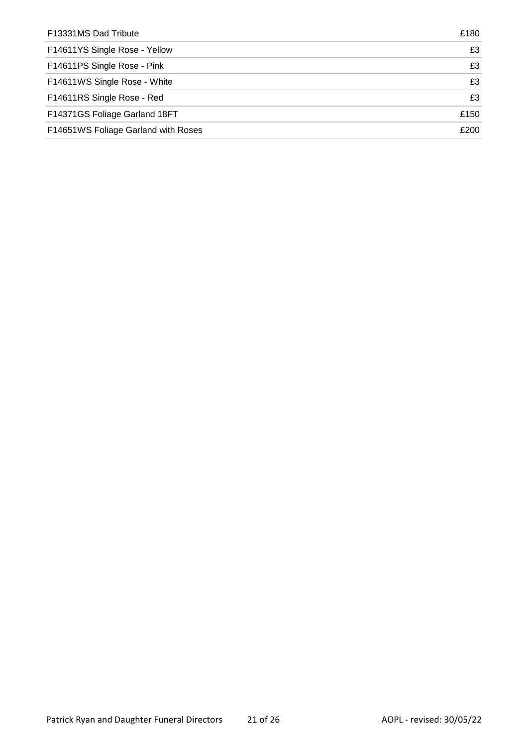| | |
|---|---|
| F13331MS Dad Tribute | £180 |
| F14611YS Single Rose - Yellow | £3 |
| F14611PS Single Rose - Pink | £3 |
| F14611WS Single Rose - White | £3 |
| F14611RS Single Rose - Red | £3 |
| F14371GS Foliage Garland 18FT | £150 |
| F14651WS Foliage Garland with Roses | £200 |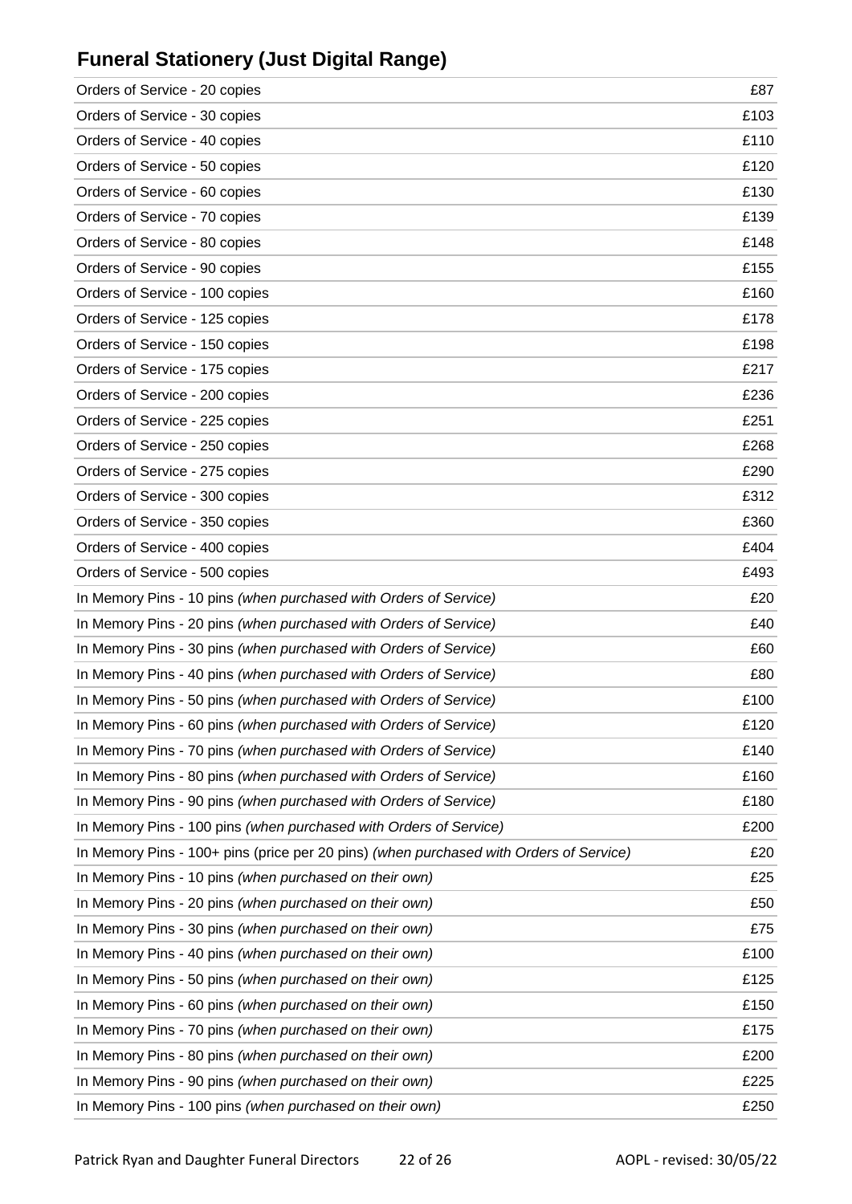## Funeral Stationery (Just Digital Range)

| | |
|---|---|
| Orders of Service - 20 copies | £87 |
| Orders of Service - 30 copies | £103 |
| Orders of Service - 40 copies | £110 |
| Orders of Service - 50 copies | £120 |
| Orders of Service - 60 copies | £130 |
| Orders of Service - 70 copies | £139 |
| Orders of Service - 80 copies | £148 |
| Orders of Service - 90 copies | £155 |
| Orders of Service - 100 copies | £160 |
| Orders of Service - 125 copies | £178 |
| Orders of Service - 150 copies | £198 |
| Orders of Service - 175 copies | £217 |
| Orders of Service - 200 copies | £236 |
| Orders of Service - 225 copies | £251 |
| Orders of Service - 250 copies | £268 |
| Orders of Service - 275 copies | £290 |
| Orders of Service - 300 copies | £312 |
| Orders of Service - 350 copies | £360 |
| Orders of Service - 400 copies | £404 |
| Orders of Service - 500 copies | £493 |
| In Memory Pins - 10 pins *(when purchased with Orders of Service)* | £20 |
| In Memory Pins - 20 pins *(when purchased with Orders of Service)* | £40 |
| In Memory Pins - 30 pins *(when purchased with Orders of Service)* | £60 |
| In Memory Pins - 40 pins *(when purchased with Orders of Service)* | £80 |
| In Memory Pins - 50 pins *(when purchased with Orders of Service)* | £100 |
| In Memory Pins - 60 pins *(when purchased with Orders of Service)* | £120 |
| In Memory Pins - 70 pins *(when purchased with Orders of Service)* | £140 |
| In Memory Pins - 80 pins *(when purchased with Orders of Service)* | £160 |
| In Memory Pins - 90 pins *(when purchased with Orders of Service)* | £180 |
| In Memory Pins - 100 pins *(when purchased with Orders of Service)* | £200 |
| In Memory Pins - 100+ pins (price per 20 pins) *(when purchased with Orders of Service)* | £20 |
| In Memory Pins - 10 pins *(when purchased on their own)* | £25 |
| In Memory Pins - 20 pins *(when purchased on their own)* | £50 |
| In Memory Pins - 30 pins *(when purchased on their own)* | £75 |
| In Memory Pins - 40 pins *(when purchased on their own)* | £100 |
| In Memory Pins - 50 pins *(when purchased on their own)* | £125 |
| In Memory Pins - 60 pins *(when purchased on their own)* | £150 |
| In Memory Pins - 70 pins *(when purchased on their own)* | £175 |
| In Memory Pins - 80 pins *(when purchased on their own)* | £200 |
| In Memory Pins - 90 pins *(when purchased on their own)* | £225 |
| In Memory Pins - 100 pins *(when purchased on their own)* | £250 |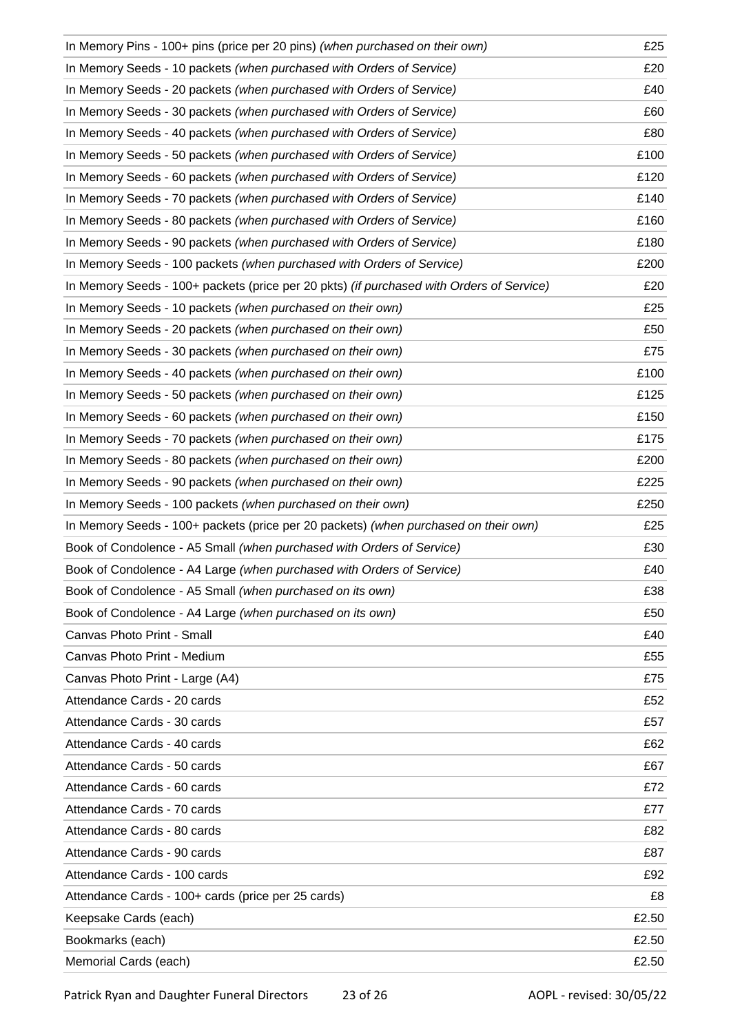| | |
|---|---|
| In Memory Pins - 100+ pins (price per 20 pins) *(when purchased on their own)* | £25 |
| In Memory Seeds - 10 packets *(when purchased with Orders of Service)* | £20 |
| In Memory Seeds - 20 packets *(when purchased with Orders of Service)* | £40 |
| In Memory Seeds - 30 packets *(when purchased with Orders of Service)* | £60 |
| In Memory Seeds - 40 packets *(when purchased with Orders of Service)* | £80 |
| In Memory Seeds - 50 packets *(when purchased with Orders of Service)* | £100 |
| In Memory Seeds - 60 packets *(when purchased with Orders of Service)* | £120 |
| In Memory Seeds - 70 packets *(when purchased with Orders of Service)* | £140 |
| In Memory Seeds - 80 packets *(when purchased with Orders of Service)* | £160 |
| In Memory Seeds - 90 packets *(when purchased with Orders of Service)* | £180 |
| In Memory Seeds - 100 packets *(when purchased with Orders of Service)* | £200 |
| In Memory Seeds - 100+ packets (price per 20 pkts) *(if purchased with Orders of Service)* | £20 |
| In Memory Seeds - 10 packets *(when purchased on their own)* | £25 |
| In Memory Seeds - 20 packets *(when purchased on their own)* | £50 |
| In Memory Seeds - 30 packets *(when purchased on their own)* | £75 |
| In Memory Seeds - 40 packets *(when purchased on their own)* | £100 |
| In Memory Seeds - 50 packets *(when purchased on their own)* | £125 |
| In Memory Seeds - 60 packets *(when purchased on their own)* | £150 |
| In Memory Seeds - 70 packets *(when purchased on their own)* | £175 |
| In Memory Seeds - 80 packets *(when purchased on their own)* | £200 |
| In Memory Seeds - 90 packets *(when purchased on their own)* | £225 |
| In Memory Seeds - 100 packets *(when purchased on their own)* | £250 |
| In Memory Seeds - 100+ packets (price per 20 packets) *(when purchased on their own)* | £25 |
| Book of Condolence - A5 Small *(when purchased with Orders of Service)* | £30 |
| Book of Condolence - A4 Large *(when purchased with Orders of Service)* | £40 |
| Book of Condolence - A5 Small *(when purchased on its own)* | £38 |
| Book of Condolence - A4 Large *(when purchased on its own)* | £50 |
| Canvas Photo Print - Small | £40 |
| Canvas Photo Print - Medium | £55 |
| Canvas Photo Print - Large (A4) | £75 |
| Attendance Cards - 20 cards | £52 |
| Attendance Cards - 30 cards | £57 |
| Attendance Cards - 40 cards | £62 |
| Attendance Cards - 50 cards | £67 |
| Attendance Cards - 60 cards | £72 |
| Attendance Cards - 70 cards | £77 |
| Attendance Cards - 80 cards | £82 |
| Attendance Cards - 90 cards | £87 |
| Attendance Cards - 100 cards | £92 |
| Attendance Cards - 100+ cards (price per 25 cards) | £8 |
| Keepsake Cards (each) | £2.50 |
| Bookmarks (each) | £2.50 |
| Memorial Cards (each) | £2.50 |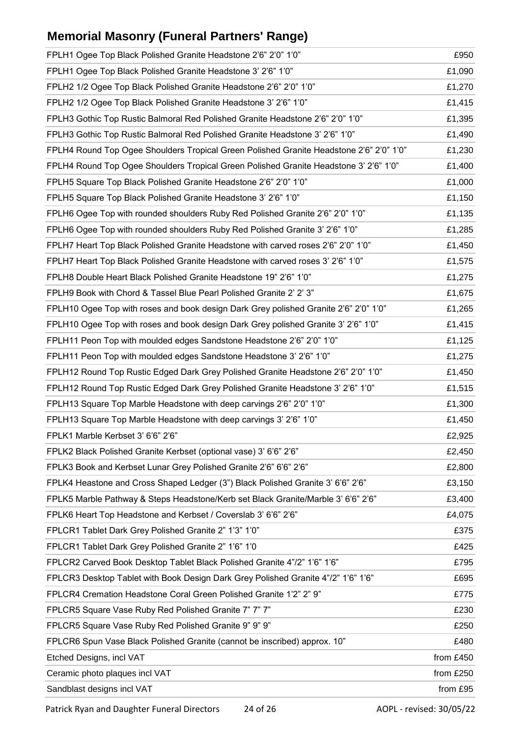# Memorial Masonry (Funeral Partners' Range)

| | |
|---|---|
| FPLH1 Ogee Top Black Polished Granite Headstone 2'6" 2'0" 1'0" | £950 |
| FPLH1 Ogee Top Black Polished Granite Headstone 3' 2'6" 1'0" | £1,090 |
| FPLH2 1/2 Ogee Top Black Polished Granite Headstone 2'6" 2'0" 1'0" | £1,270 |
| FPLH2 1/2 Ogee Top Black Polished Granite Headstone 3' 2'6" 1'0" | £1,415 |
| FPLH3 Gothic Top Rustic Balmoral Red Polished Granite Headstone 2'6" 2'0" 1'0" | £1,395 |
| FPLH3 Gothic Top Rustic Balmoral Red Polished Granite Headstone 3' 2'6" 1'0" | £1,490 |
| FPLH4 Round Top Ogee Shoulders Tropical Green Polished Granite Headstone 2'6" 2'0" 1'0" | £1,230 |
| FPLH4 Round Top Ogee Shoulders Tropical Green Polished Granite Headstone 3' 2'6" 1'0" | £1,400 |
| FPLH5 Square Top Black Polished Granite Headstone 2'6" 2'0" 1'0" | £1,000 |
| FPLH5 Square Top Black Polished Granite Headstone 3' 2'6" 1'0" | £1,150 |
| FPLH6 Ogee Top with rounded shoulders Ruby Red Polished Granite 2'6" 2'0" 1'0" | £1,135 |
| FPLH6 Ogee Top with rounded shoulders Ruby Red Polished Granite 3' 2'6" 1'0" | £1,285 |
| FPLH7 Heart Top Black Polished Granite Headstone with carved roses 2'6" 2'0" 1'0" | £1,450 |
| FPLH7 Heart Top Black Polished Granite Headstone with carved roses 3' 2'6" 1'0" | £1,575 |
| FPLH8 Double Heart Black Polished Granite Headstone 19" 2'6" 1'0" | £1,275 |
| FPLH9 Book with Chord & Tassel Blue Pearl Polished Granite 2' 2' 3" | £1,675 |
| FPLH10 Ogee Top with roses and book design Dark Grey polished Granite 2'6" 2'0" 1'0" | £1,265 |
| FPLH10 Ogee Top with roses and book design Dark Grey polished Granite 3' 2'6" 1'0" | £1,415 |
| FPLH11 Peon Top with moulded edges Sandstone Headstone 2'6" 2'0" 1'0" | £1,125 |
| FPLH11 Peon Top with moulded edges Sandstone Headstone 3' 2'6" 1'0" | £1,275 |
| FPLH12 Round Top Rustic Edged Dark Grey Polished Granite Headstone 2'6" 2'0" 1'0" | £1,450 |
| FPLH12 Round Top Rustic Edged Dark Grey Polished Granite Headstone 3' 2'6" 1'0" | £1,515 |
| FPLH13 Square Top Marble Headstone with deep carvings 2'6" 2'0" 1'0" | £1,300 |
| FPLH13 Square Top Marble Headstone with deep carvings 3' 2'6" 1'0" | £1,450 |
| FPLK1 Marble Kerbset 3' 6'6" 2'6" | £2,925 |
| FPLK2 Black Polished Granite Kerbset (optional vase) 3' 6'6" 2'6" | £2,450 |
| FPLK3 Book and Kerbset Lunar Grey Polished Granite 2'6" 6'6" 2'6" | £2,800 |
| FPLK4 Heastone and Cross Shaped Ledger (3") Black Polished Granite 3' 6'6" 2'6" | £3,150 |
| FPLK5 Marble Pathway & Steps Headstone/Kerb set Black Granite/Marble 3' 6'6" 2'6" | £3,400 |
| FPLK6 Heart Top Headstone and Kerbset / Coverslab 3' 6'6" 2'6" | £4,075 |
| FPLCR1 Tablet Dark Grey Polished Granite 2" 1'3" 1'0" | £375 |
| FPLCR1 Tablet Dark Grey Polished Granite 2" 1'6" 1'0 | £425 |
| FPLCR2 Carved Book Desktop Tablet Black Polished Granite 4"/2" 1'6" 1'6" | £795 |
| FPLCR3 Desktop Tablet with Book Design Dark Grey Polished Granite 4"/2" 1'6" 1'6" | £695 |
| FPLCR4 Cremation Headstone Coral Green Polished Granite 1'2" 2" 9" | £775 |
| FPLCR5 Square Vase Ruby Red Polished Granite 7" 7" 7" | £230 |
| FPLCR5 Square Vase Ruby Red Polished Granite 9" 9" 9" | £250 |
| FPLCR6 Spun Vase Black Polished Granite (cannot be inscribed) approx. 10" | £480 |
| Etched Designs, incl VAT | from £450 |
| Ceramic photo plaques incl VAT | from £250 |
| Sandblast designs incl VAT | from £95 |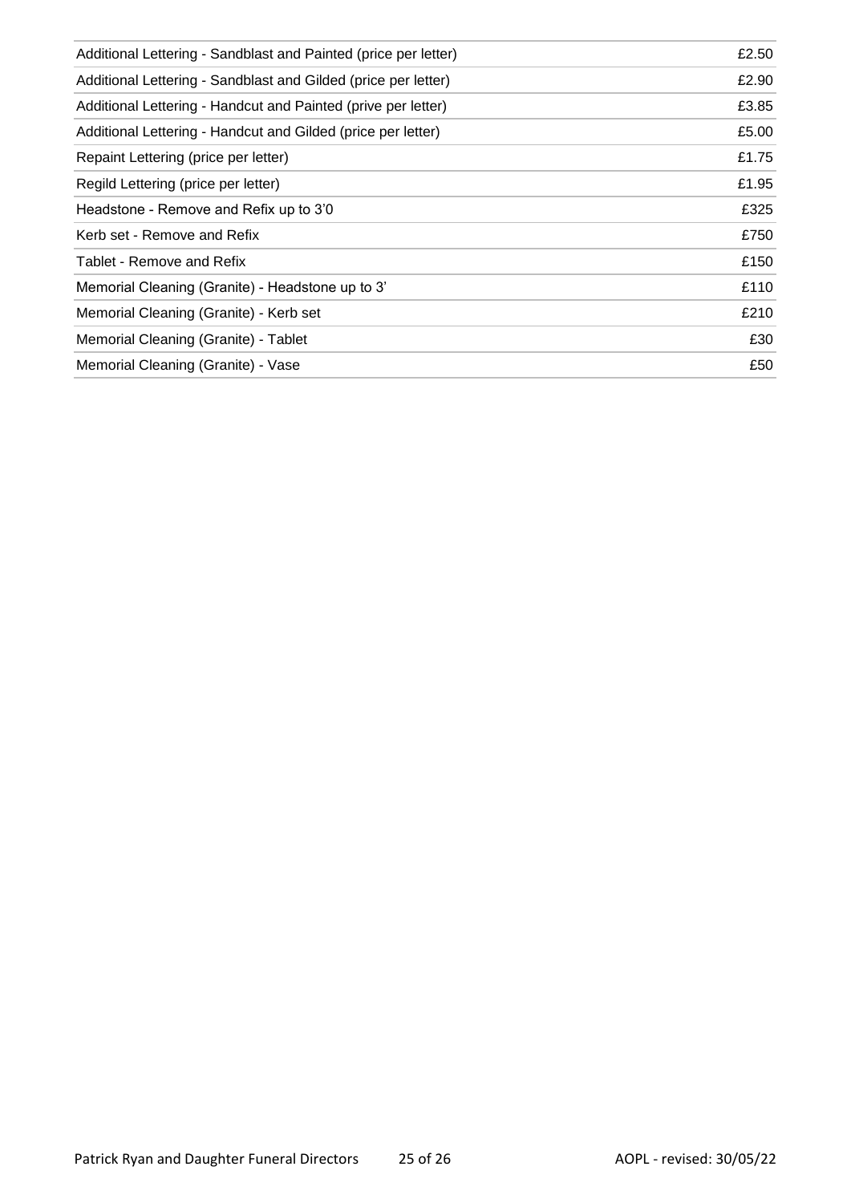| | |
|---|---|
| Additional Lettering - Sandblast and Painted (price per letter) | £2.50 |
| Additional Lettering - Sandblast and Gilded (price per letter) | £2.90 |
| Additional Lettering - Handcut and Painted (prive per letter) | £3.85 |
| Additional Lettering - Handcut and Gilded (price per letter) | £5.00 |
| Repaint Lettering (price per letter) | £1.75 |
| Regild Lettering (price per letter) | £1.95 |
| Headstone - Remove and Refix up to 3'0 | £325 |
| Kerb set - Remove and Refix | £750 |
| Tablet - Remove and Refix | £150 |
| Memorial Cleaning (Granite) - Headstone up to 3' | £110 |
| Memorial Cleaning (Granite) - Kerb set | £210 |
| Memorial Cleaning (Granite) - Tablet | £30 |
| Memorial Cleaning (Granite) - Vase | £50 |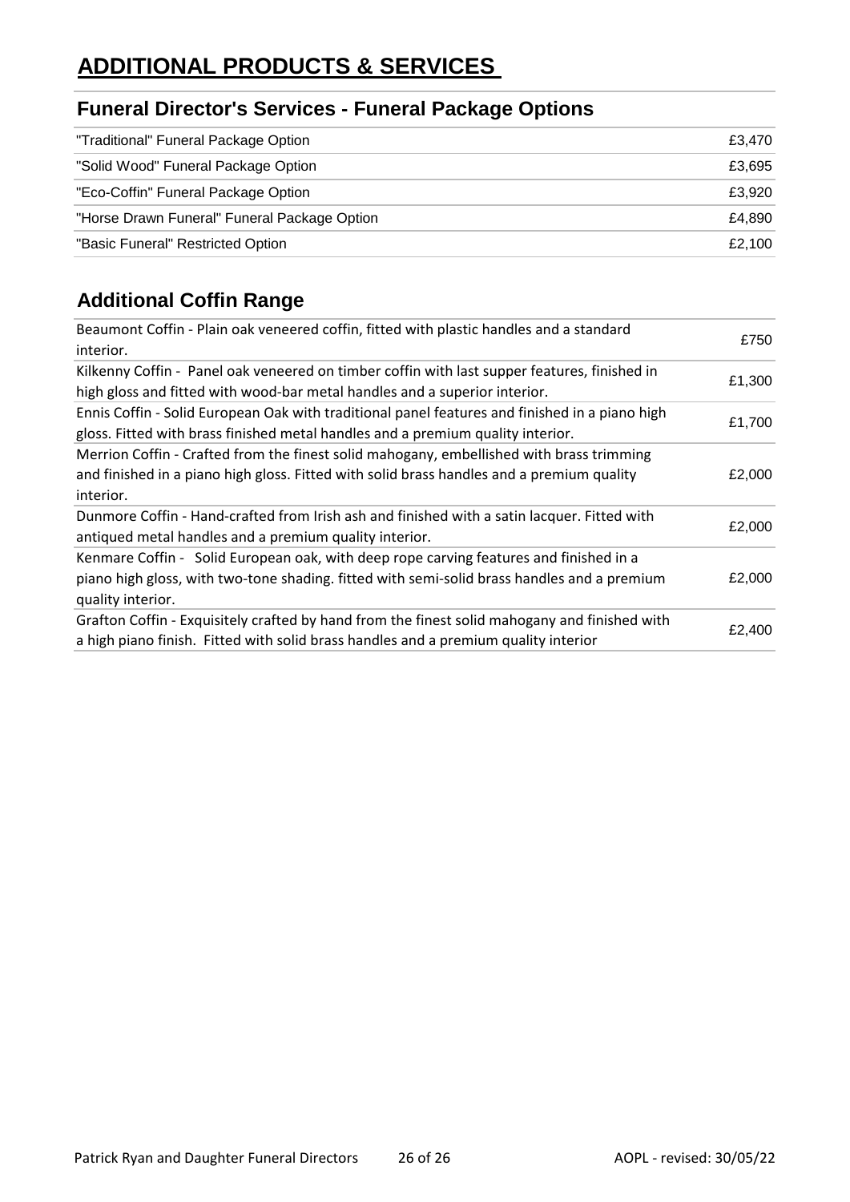# ADDITIONAL PRODUCTS & SERVICES

## Funeral Director's Services - Funeral Package Options

| | |
|---|---|
| "Traditional" Funeral Package Option | £3,470 |
| "Solid Wood" Funeral Package Option | £3,695 |
| "Eco-Coffin" Funeral Package Option | £3,920 |
| "Horse Drawn Funeral" Funeral Package Option | £4,890 |
| "Basic Funeral" Restricted Option | £2,100 |

## Additional Coffin Range

| | |
|---|---|
| Beaumont Coffin - Plain oak veneered coffin, fitted with plastic handles and a standard interior. | £750 |
| Kilkenny Coffin - Panel oak veneered on timber coffin with last supper features, finished in high gloss and fitted with wood-bar metal handles and a superior interior. | £1,300 |
| Ennis Coffin - Solid European Oak with traditional panel features and finished in a piano high gloss. Fitted with brass finished metal handles and a premium quality interior. | £1,700 |
| Merrion Coffin - Crafted from the finest solid mahogany, embellished with brass trimming and finished in a piano high gloss. Fitted with solid brass handles and a premium quality interior. | £2,000 |
| Dunmore Coffin - Hand-crafted from Irish ash and finished with a satin lacquer. Fitted with antiqued metal handles and a premium quality interior. | £2,000 |
| Kenmare Coffin - Solid European oak, with deep rope carving features and finished in a piano high gloss, with two-tone shading. fitted with semi-solid brass handles and a premium quality interior. | £2,000 |
| Grafton Coffin - Exquisitely crafted by hand from the finest solid mahogany and finished with a high piano finish. Fitted with solid brass handles and a premium quality interior | £2,400 |